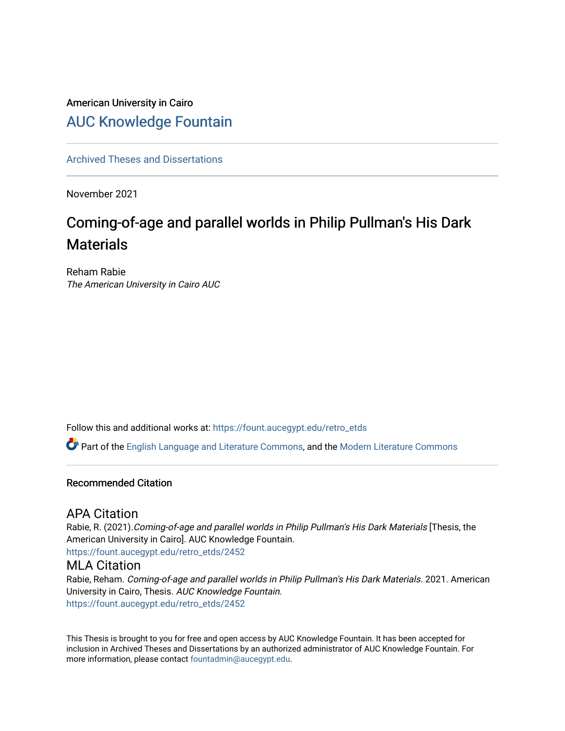American University in Cairo

# AUC Knowledge Fountain

Archived Theses and Dissertations

November 2021

## Coming-of-age and parallel worlds in Philip Pullman's His Dark Materials

Reham Rabie
*The American University in Cairo AUC*

Follow this and additional works at: https://fount.aucegypt.edu/retro_etds

Part of the English Language and Literature Commons, and the Modern Literature Commons

### Recommended Citation

#### APA Citation

Rabie, R. (2021).*Coming-of-age and parallel worlds in Philip Pullman's His Dark Materials* [Thesis, the American University in Cairo]. AUC Knowledge Fountain.
https://fount.aucegypt.edu/retro_etds/2452

#### MLA Citation

Rabie, Reham. *Coming-of-age and parallel worlds in Philip Pullman's His Dark Materials*. 2021. American University in Cairo, Thesis. *AUC Knowledge Fountain.*
https://fount.aucegypt.edu/retro_etds/2452

This Thesis is brought to you for free and open access by AUC Knowledge Fountain. It has been accepted for inclusion in Archived Theses and Dissertations by an authorized administrator of AUC Knowledge Fountain. For more information, please contact fountadmin@aucegypt.edu.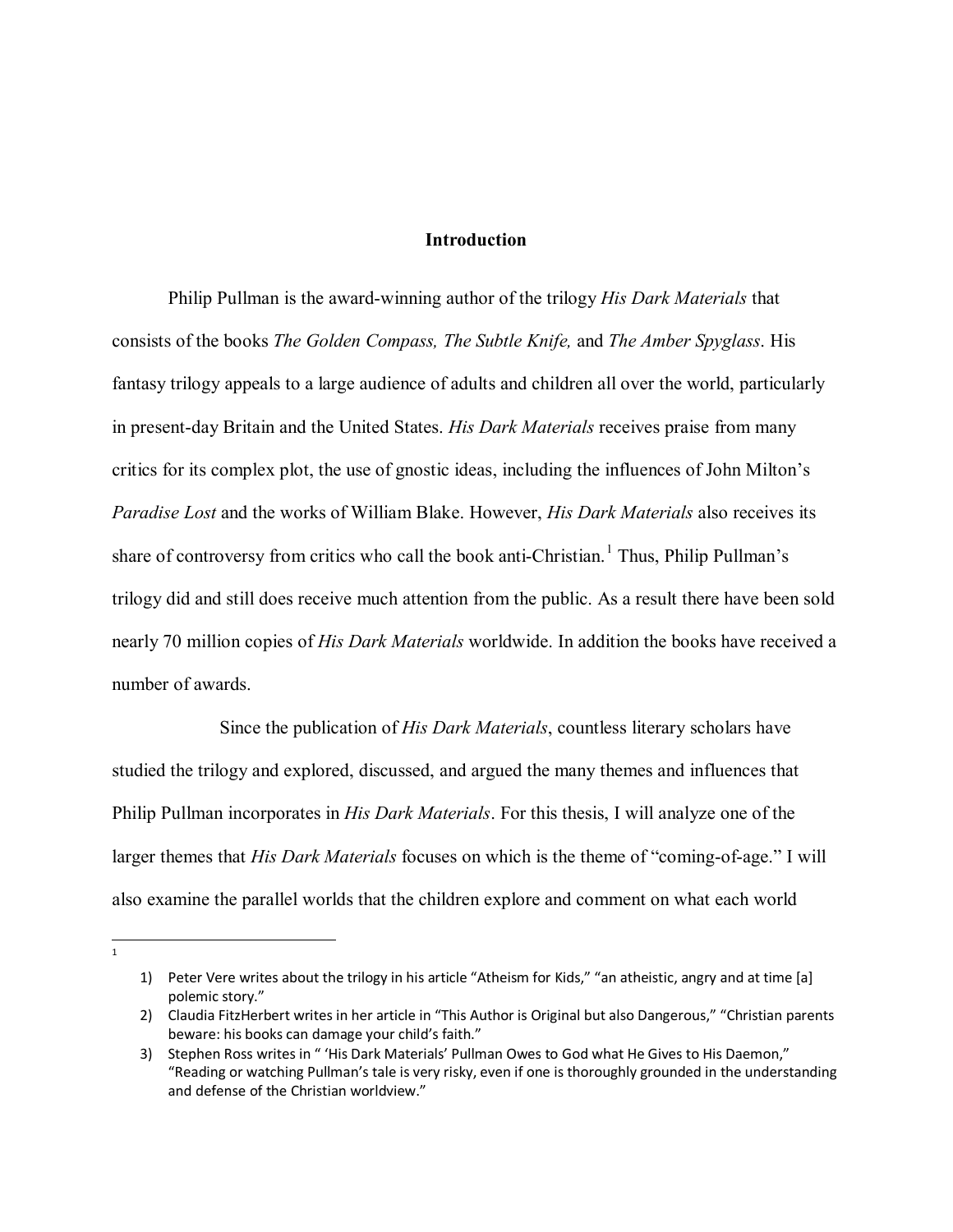## Introduction

Philip Pullman is the award-winning author of the trilogy *His Dark Materials* that consists of the books *The Golden Compass, The Subtle Knife,* and *The Amber Spyglass*. His fantasy trilogy appeals to a large audience of adults and children all over the world, particularly in present-day Britain and the United States. *His Dark Materials* receives praise from many critics for its complex plot, the use of gnostic ideas, including the influences of John Milton's *Paradise Lost* and the works of William Blake. However, *His Dark Materials* also receives its share of controversy from critics who call the book anti-Christian.[1] Thus, Philip Pullman's trilogy did and still does receive much attention from the public. As a result there have been sold nearly 70 million copies of *His Dark Materials* worldwide. In addition the books have received a number of awards.

Since the publication of *His Dark Materials*, countless literary scholars have studied the trilogy and explored, discussed, and argued the many themes and influences that Philip Pullman incorporates in *His Dark Materials*. For this thesis, I will analyze one of the larger themes that *His Dark Materials* focuses on which is the theme of "coming-of-age." I will also examine the parallel worlds that the children explore and comment on what each world

---

[1]

1) Peter Vere writes about the trilogy in his article "Atheism for Kids," "an atheistic, angry and at time [a] polemic story."
2) Claudia FitzHerbert writes in her article in "This Author is Original but also Dangerous," "Christian parents beware: his books can damage your child's faith."
3) Stephen Ross writes in " 'His Dark Materials' Pullman Owes to God what He Gives to His Daemon," "Reading or watching Pullman's tale is very risky, even if one is thoroughly grounded in the understanding and defense of the Christian worldview."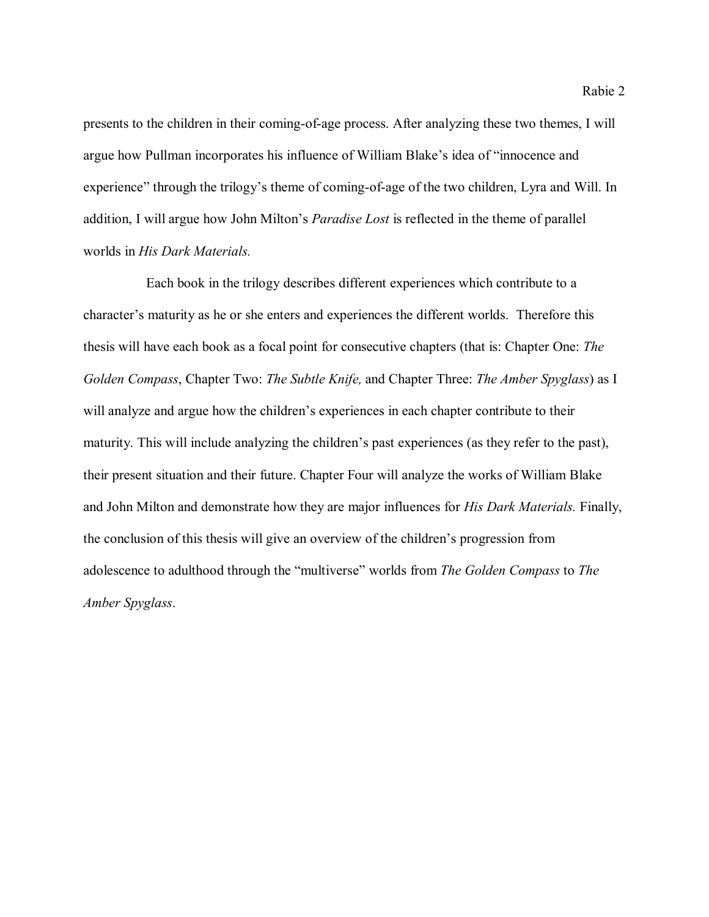presents to the children in their coming-of-age process. After analyzing these two themes, I will argue how Pullman incorporates his influence of William Blake's idea of "innocence and experience" through the trilogy's theme of coming-of-age of the two children, Lyra and Will. In addition, I will argue how John Milton's *Paradise Lost* is reflected in the theme of parallel worlds in *His Dark Materials.*

Each book in the trilogy describes different experiences which contribute to a character's maturity as he or she enters and experiences the different worlds. Therefore this thesis will have each book as a focal point for consecutive chapters (that is: Chapter One: *The Golden Compass*, Chapter Two: *The Subtle Knife,* and Chapter Three: *The Amber Spyglass*) as I will analyze and argue how the children's experiences in each chapter contribute to their maturity. This will include analyzing the children's past experiences (as they refer to the past), their present situation and their future. Chapter Four will analyze the works of William Blake and John Milton and demonstrate how they are major influences for *His Dark Materials.* Finally, the conclusion of this thesis will give an overview of the children's progression from adolescence to adulthood through the "multiverse" worlds from *The Golden Compass* to *The Amber Spyglass*.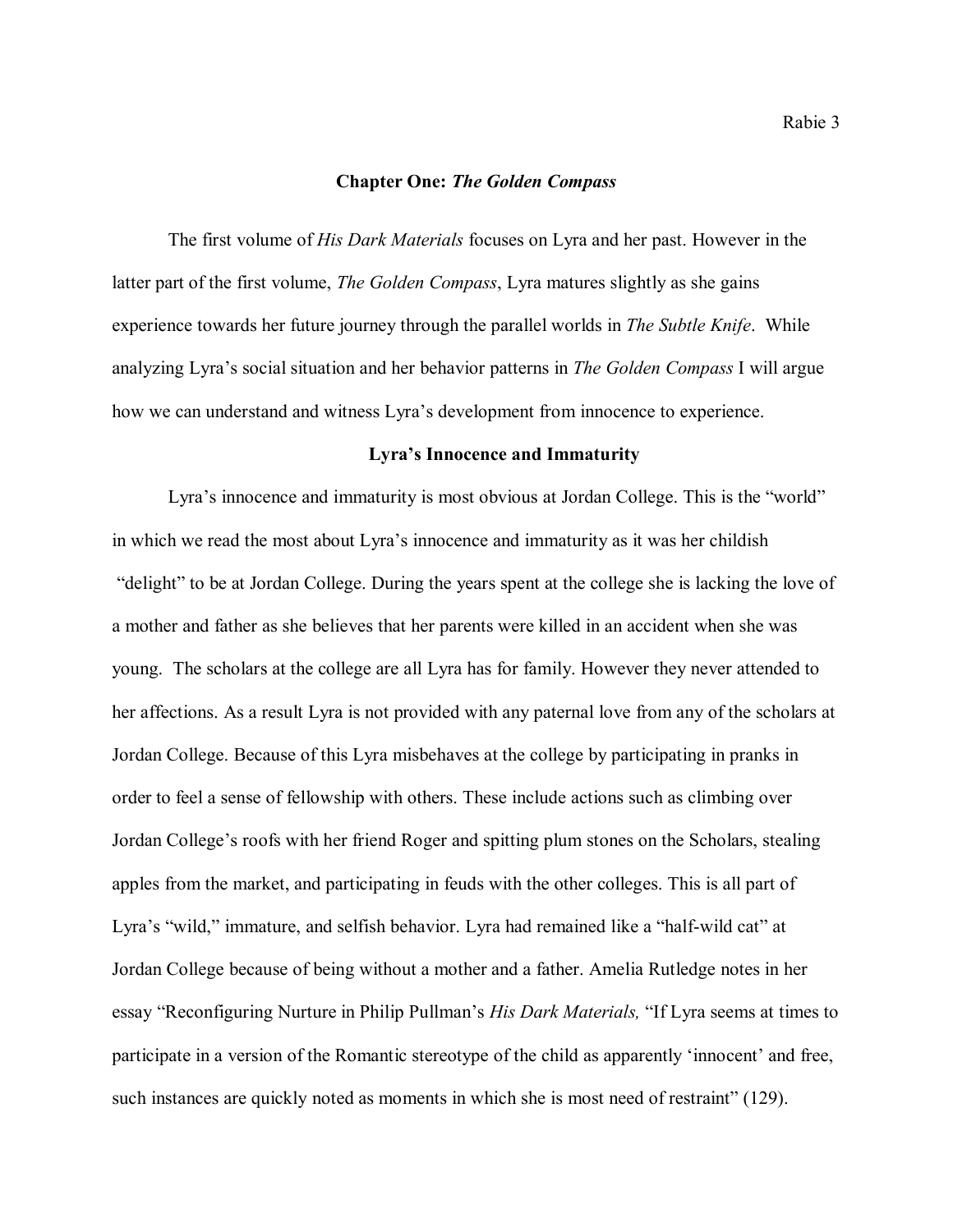## Chapter One: *The Golden Compass*

The first volume of *His Dark Materials* focuses on Lyra and her past. However in the latter part of the first volume, *The Golden Compass*, Lyra matures slightly as she gains experience towards her future journey through the parallel worlds in *The Subtle Knife*. While analyzing Lyra's social situation and her behavior patterns in *The Golden Compass* I will argue how we can understand and witness Lyra's development from innocence to experience.

### Lyra's Innocence and Immaturity

Lyra's innocence and immaturity is most obvious at Jordan College. This is the "world" in which we read the most about Lyra's innocence and immaturity as it was her childish "delight" to be at Jordan College. During the years spent at the college she is lacking the love of a mother and father as she believes that her parents were killed in an accident when she was young. The scholars at the college are all Lyra has for family. However they never attended to her affections. As a result Lyra is not provided with any paternal love from any of the scholars at Jordan College. Because of this Lyra misbehaves at the college by participating in pranks in order to feel a sense of fellowship with others. These include actions such as climbing over Jordan College's roofs with her friend Roger and spitting plum stones on the Scholars, stealing apples from the market, and participating in feuds with the other colleges. This is all part of Lyra's "wild," immature, and selfish behavior. Lyra had remained like a "half-wild cat" at Jordan College because of being without a mother and a father. Amelia Rutledge notes in her essay "Reconfiguring Nurture in Philip Pullman's *His Dark Materials,* "If Lyra seems at times to participate in a version of the Romantic stereotype of the child as apparently 'innocent' and free, such instances are quickly noted as moments in which she is most need of restraint" (129).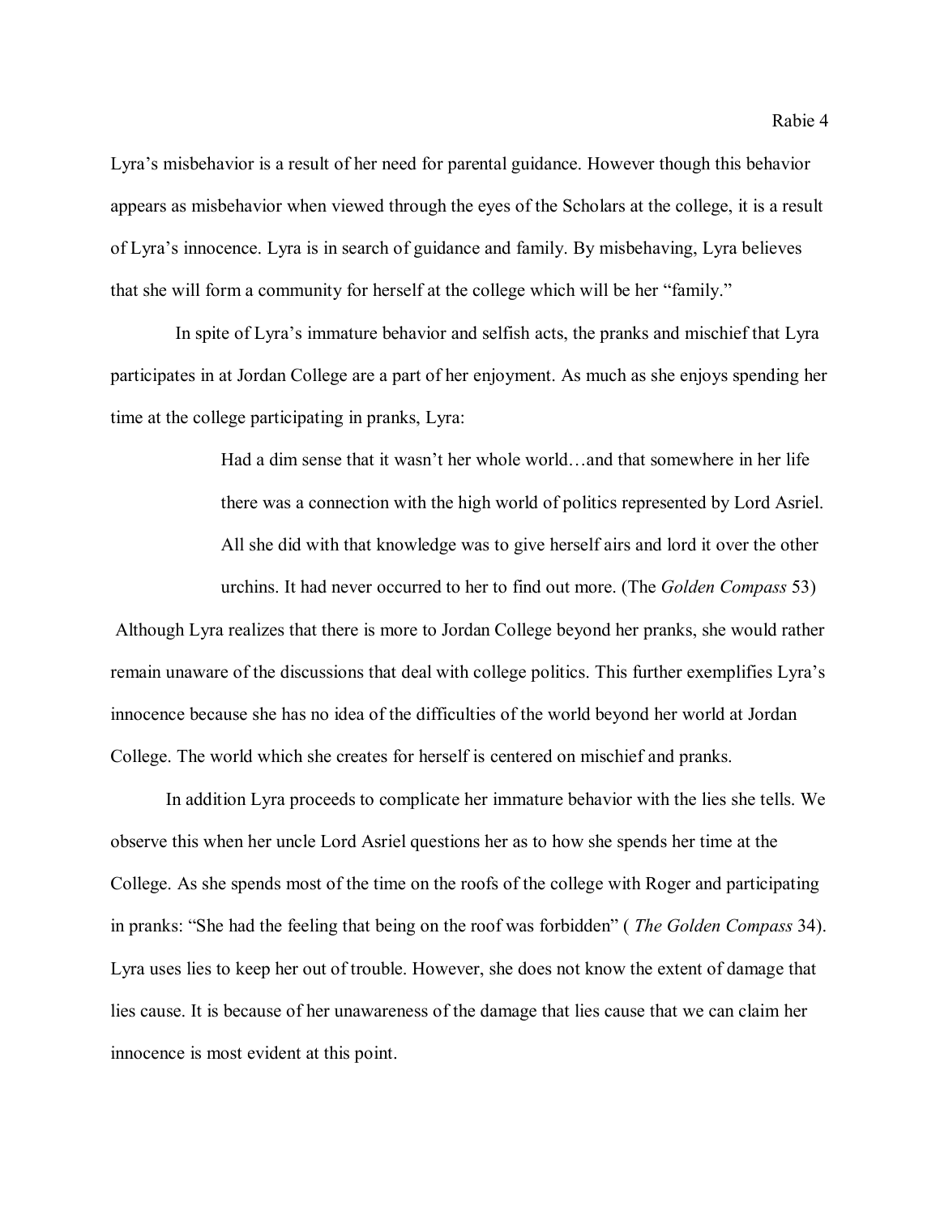Lyra's misbehavior is a result of her need for parental guidance. However though this behavior appears as misbehavior when viewed through the eyes of the Scholars at the college, it is a result of Lyra's innocence. Lyra is in search of guidance and family. By misbehaving, Lyra believes that she will form a community for herself at the college which will be her "family."

In spite of Lyra's immature behavior and selfish acts, the pranks and mischief that Lyra participates in at Jordan College are a part of her enjoyment. As much as she enjoys spending her time at the college participating in pranks, Lyra:

> Had a dim sense that it wasn't her whole world…and that somewhere in her life there was a connection with the high world of politics represented by Lord Asriel. All she did with that knowledge was to give herself airs and lord it over the other urchins. It had never occurred to her to find out more. (The *Golden Compass* 53)

Although Lyra realizes that there is more to Jordan College beyond her pranks, she would rather remain unaware of the discussions that deal with college politics. This further exemplifies Lyra's innocence because she has no idea of the difficulties of the world beyond her world at Jordan College. The world which she creates for herself is centered on mischief and pranks.

In addition Lyra proceeds to complicate her immature behavior with the lies she tells. We observe this when her uncle Lord Asriel questions her as to how she spends her time at the College. As she spends most of the time on the roofs of the college with Roger and participating in pranks: "She had the feeling that being on the roof was forbidden" ( *The Golden Compass* 34). Lyra uses lies to keep her out of trouble. However, she does not know the extent of damage that lies cause. It is because of her unawareness of the damage that lies cause that we can claim her innocence is most evident at this point.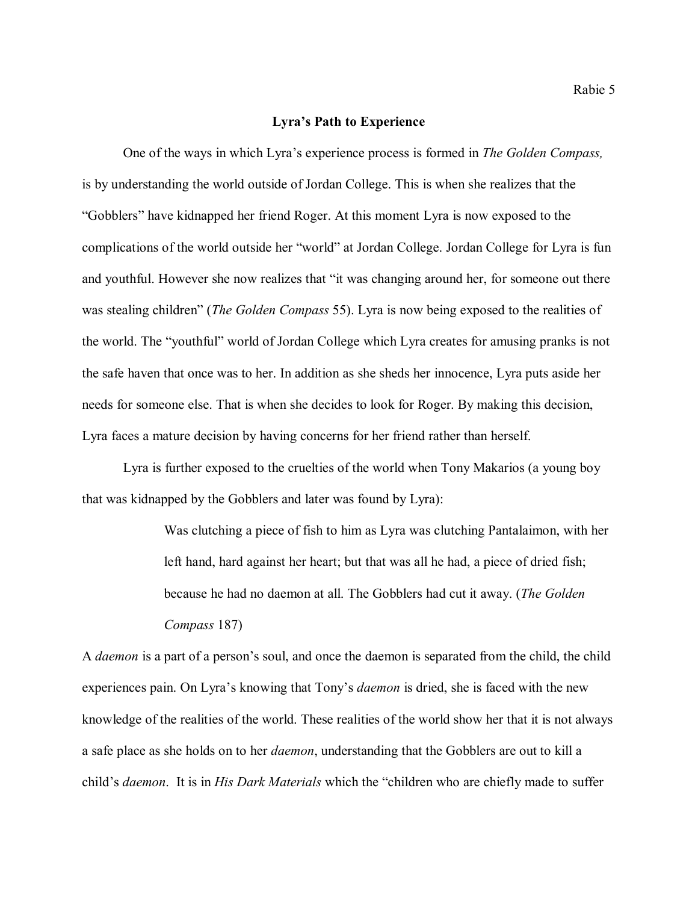## Lyra's Path to Experience

One of the ways in which Lyra's experience process is formed in *The Golden Compass,* is by understanding the world outside of Jordan College. This is when she realizes that the "Gobblers" have kidnapped her friend Roger. At this moment Lyra is now exposed to the complications of the world outside her "world" at Jordan College. Jordan College for Lyra is fun and youthful. However she now realizes that "it was changing around her, for someone out there was stealing children" (*The Golden Compass* 55). Lyra is now being exposed to the realities of the world. The "youthful" world of Jordan College which Lyra creates for amusing pranks is not the safe haven that once was to her. In addition as she sheds her innocence, Lyra puts aside her needs for someone else. That is when she decides to look for Roger. By making this decision, Lyra faces a mature decision by having concerns for her friend rather than herself.

Lyra is further exposed to the cruelties of the world when Tony Makarios (a young boy that was kidnapped by the Gobblers and later was found by Lyra):

> Was clutching a piece of fish to him as Lyra was clutching Pantalaimon, with her left hand, hard against her heart; but that was all he had, a piece of dried fish; because he had no daemon at all. The Gobblers had cut it away. (*The Golden Compass* 187)

A *daemon* is a part of a person's soul, and once the daemon is separated from the child, the child experiences pain. On Lyra's knowing that Tony's *daemon* is dried, she is faced with the new knowledge of the realities of the world. These realities of the world show her that it is not always a safe place as she holds on to her *daemon*, understanding that the Gobblers are out to kill a child's *daemon*. It is in *His Dark Materials* which the "children who are chiefly made to suffer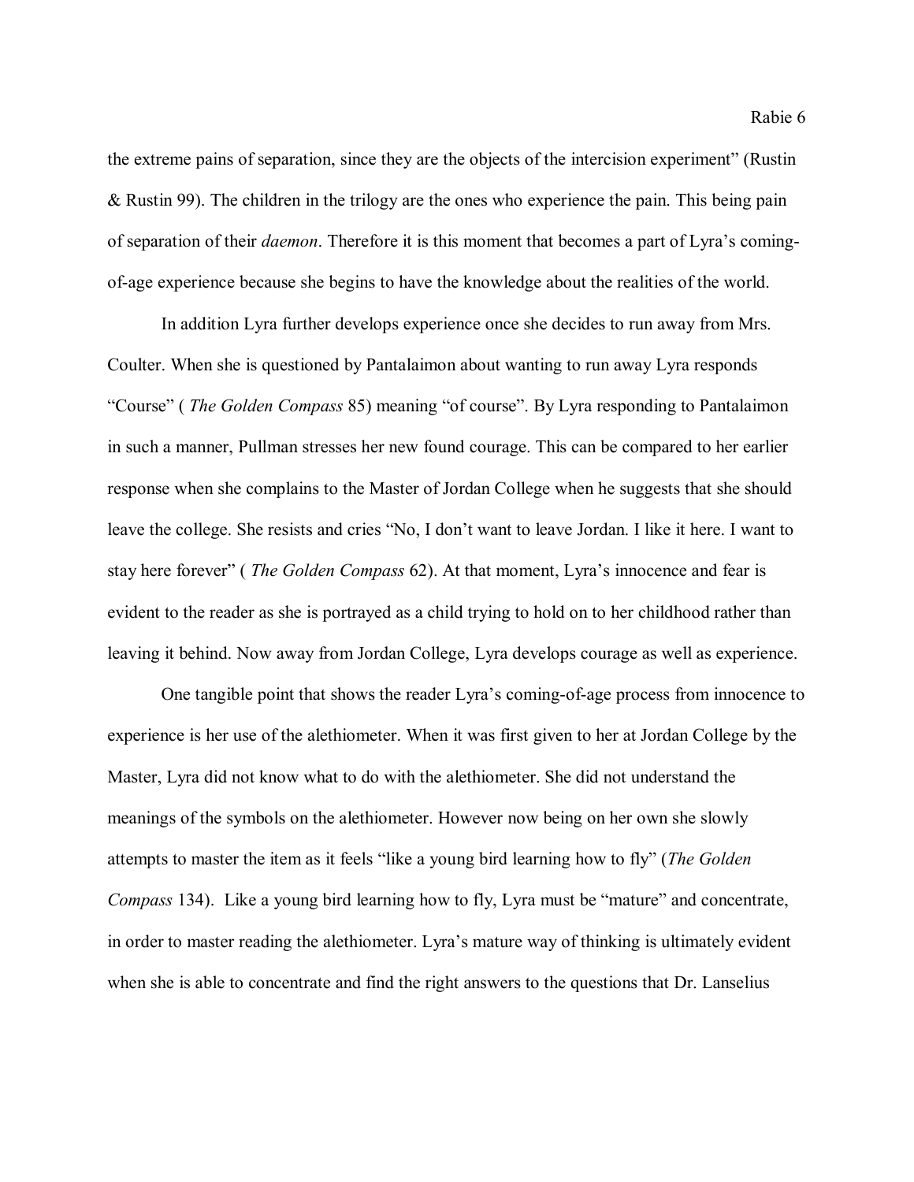the extreme pains of separation, since they are the objects of the intercision experiment" (Rustin & Rustin 99). The children in the trilogy are the ones who experience the pain. This being pain of separation of their *daemon*. Therefore it is this moment that becomes a part of Lyra's coming-of-age experience because she begins to have the knowledge about the realities of the world.

In addition Lyra further develops experience once she decides to run away from Mrs. Coulter. When she is questioned by Pantalaimon about wanting to run away Lyra responds "Course" ( *The Golden Compass* 85) meaning "of course". By Lyra responding to Pantalaimon in such a manner, Pullman stresses her new found courage. This can be compared to her earlier response when she complains to the Master of Jordan College when he suggests that she should leave the college. She resists and cries "No, I don't want to leave Jordan. I like it here. I want to stay here forever" ( *The Golden Compass* 62). At that moment, Lyra's innocence and fear is evident to the reader as she is portrayed as a child trying to hold on to her childhood rather than leaving it behind. Now away from Jordan College, Lyra develops courage as well as experience.

One tangible point that shows the reader Lyra's coming-of-age process from innocence to experience is her use of the alethiometer. When it was first given to her at Jordan College by the Master, Lyra did not know what to do with the alethiometer. She did not understand the meanings of the symbols on the alethiometer. However now being on her own she slowly attempts to master the item as it feels "like a young bird learning how to fly" (*The Golden Compass* 134). Like a young bird learning how to fly, Lyra must be "mature" and concentrate, in order to master reading the alethiometer. Lyra's mature way of thinking is ultimately evident when she is able to concentrate and find the right answers to the questions that Dr. Lanselius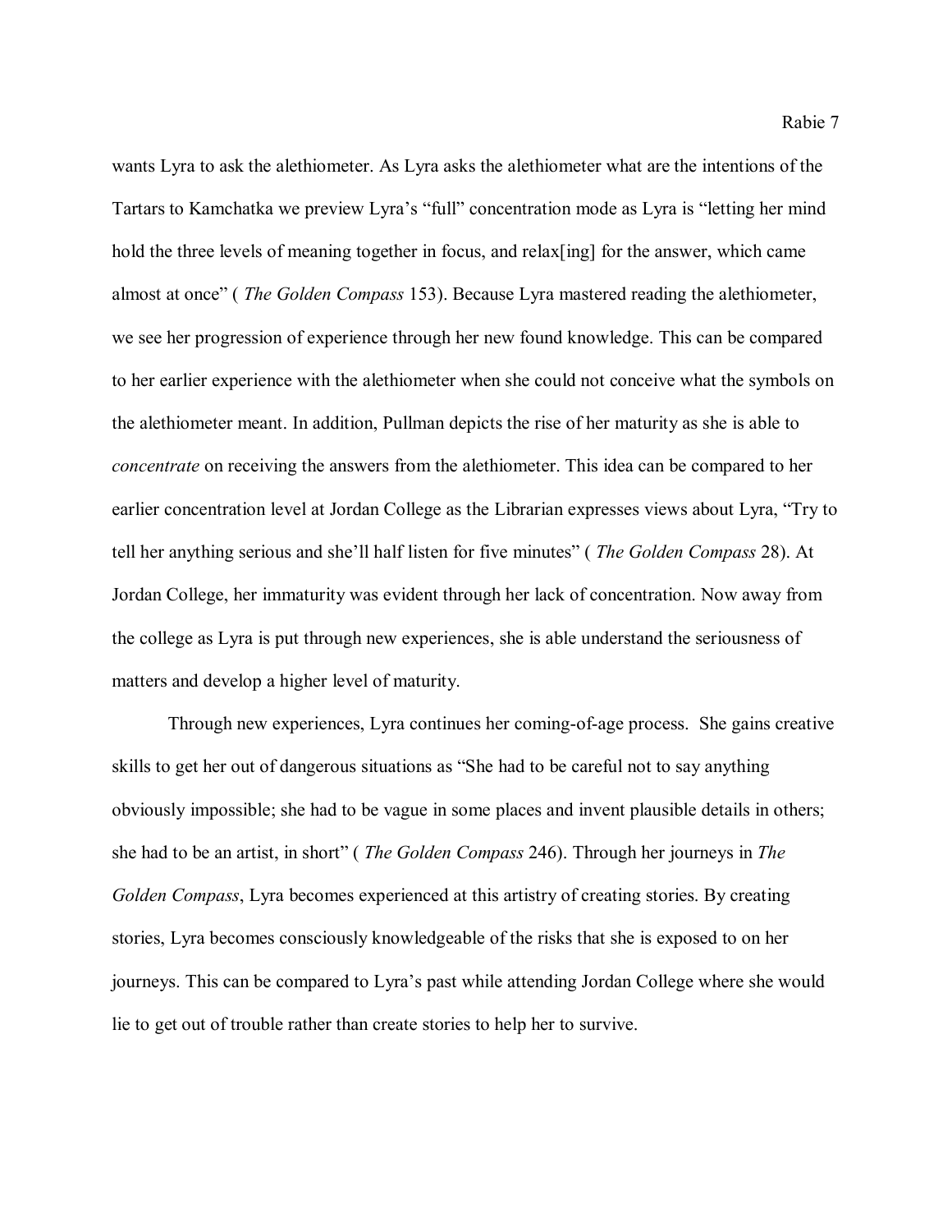wants Lyra to ask the alethiometer. As Lyra asks the alethiometer what are the intentions of the Tartars to Kamchatka we preview Lyra's "full" concentration mode as Lyra is "letting her mind hold the three levels of meaning together in focus, and relax[ing] for the answer, which came almost at once" ( *The Golden Compass* 153). Because Lyra mastered reading the alethiometer, we see her progression of experience through her new found knowledge. This can be compared to her earlier experience with the alethiometer when she could not conceive what the symbols on the alethiometer meant. In addition, Pullman depicts the rise of her maturity as she is able to *concentrate* on receiving the answers from the alethiometer. This idea can be compared to her earlier concentration level at Jordan College as the Librarian expresses views about Lyra, "Try to tell her anything serious and she'll half listen for five minutes" ( *The Golden Compass* 28). At Jordan College, her immaturity was evident through her lack of concentration. Now away from the college as Lyra is put through new experiences, she is able understand the seriousness of matters and develop a higher level of maturity.

Through new experiences, Lyra continues her coming-of-age process. She gains creative skills to get her out of dangerous situations as "She had to be careful not to say anything obviously impossible; she had to be vague in some places and invent plausible details in others; she had to be an artist, in short" ( *The Golden Compass* 246). Through her journeys in *The Golden Compass*, Lyra becomes experienced at this artistry of creating stories. By creating stories, Lyra becomes consciously knowledgeable of the risks that she is exposed to on her journeys. This can be compared to Lyra's past while attending Jordan College where she would lie to get out of trouble rather than create stories to help her to survive.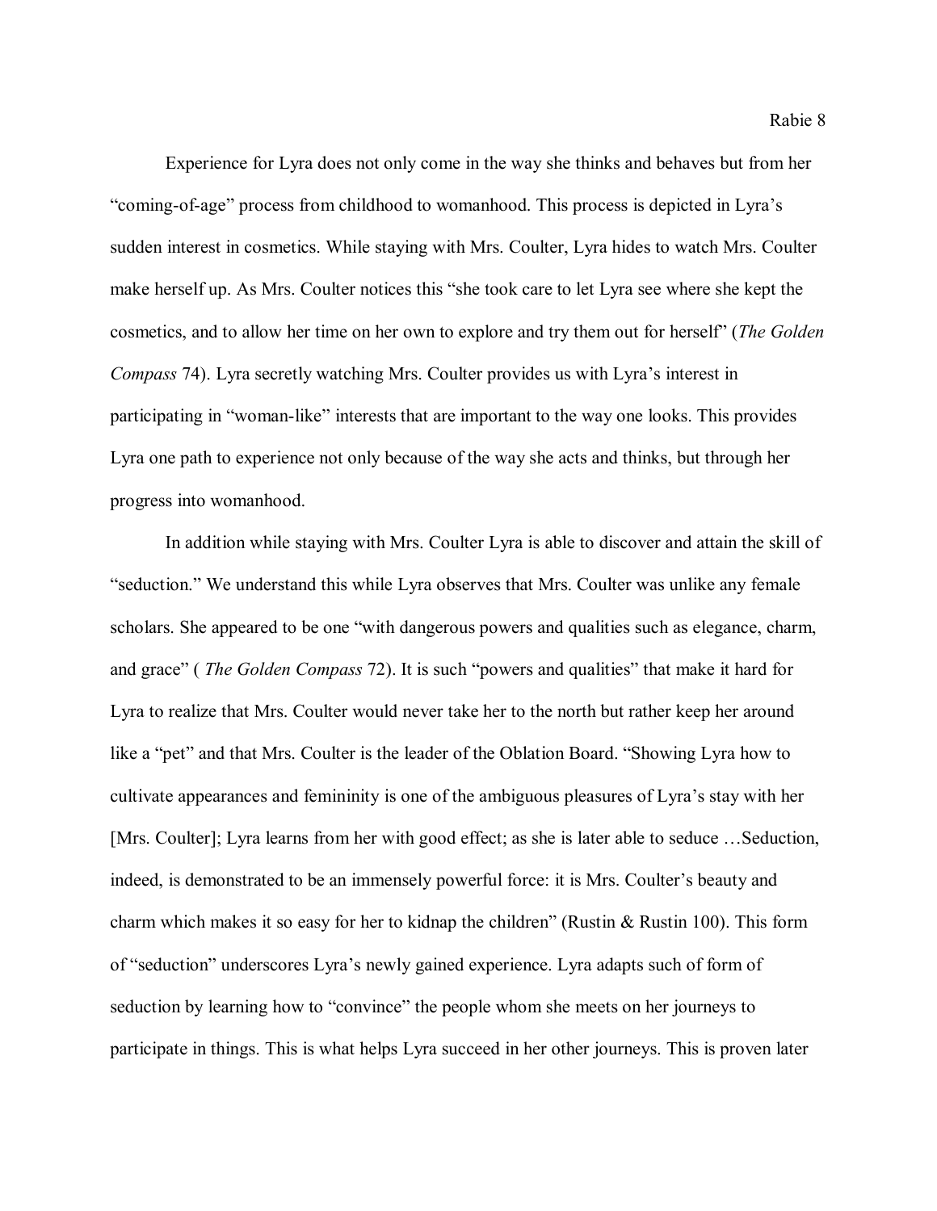Experience for Lyra does not only come in the way she thinks and behaves but from her "coming-of-age" process from childhood to womanhood. This process is depicted in Lyra's sudden interest in cosmetics. While staying with Mrs. Coulter, Lyra hides to watch Mrs. Coulter make herself up. As Mrs. Coulter notices this "she took care to let Lyra see where she kept the cosmetics, and to allow her time on her own to explore and try them out for herself" (*The Golden Compass* 74). Lyra secretly watching Mrs. Coulter provides us with Lyra's interest in participating in "woman-like" interests that are important to the way one looks. This provides Lyra one path to experience not only because of the way she acts and thinks, but through her progress into womanhood.

In addition while staying with Mrs. Coulter Lyra is able to discover and attain the skill of "seduction." We understand this while Lyra observes that Mrs. Coulter was unlike any female scholars. She appeared to be one "with dangerous powers and qualities such as elegance, charm, and grace" ( *The Golden Compass* 72). It is such "powers and qualities" that make it hard for Lyra to realize that Mrs. Coulter would never take her to the north but rather keep her around like a "pet" and that Mrs. Coulter is the leader of the Oblation Board. "Showing Lyra how to cultivate appearances and femininity is one of the ambiguous pleasures of Lyra's stay with her [Mrs. Coulter]; Lyra learns from her with good effect; as she is later able to seduce …Seduction, indeed, is demonstrated to be an immensely powerful force: it is Mrs. Coulter's beauty and charm which makes it so easy for her to kidnap the children" (Rustin & Rustin 100). This form of "seduction" underscores Lyra's newly gained experience. Lyra adapts such of form of seduction by learning how to "convince" the people whom she meets on her journeys to participate in things. This is what helps Lyra succeed in her other journeys. This is proven later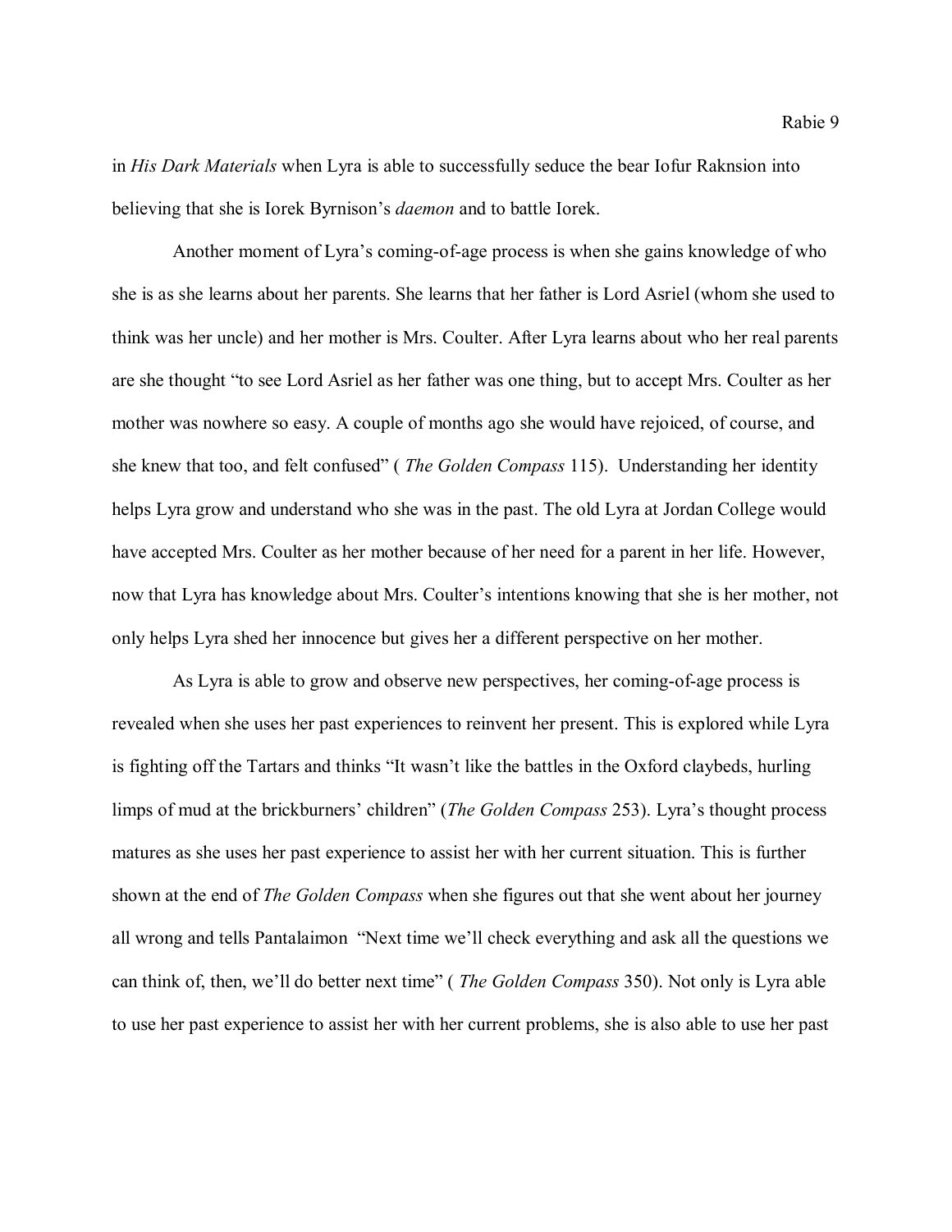in *His Dark Materials* when Lyra is able to successfully seduce the bear Iofur Raknsion into believing that she is Iorek Byrnison's *daemon* and to battle Iorek.

Another moment of Lyra's coming-of-age process is when she gains knowledge of who she is as she learns about her parents. She learns that her father is Lord Asriel (whom she used to think was her uncle) and her mother is Mrs. Coulter. After Lyra learns about who her real parents are she thought "to see Lord Asriel as her father was one thing, but to accept Mrs. Coulter as her mother was nowhere so easy. A couple of months ago she would have rejoiced, of course, and she knew that too, and felt confused" ( *The Golden Compass* 115). Understanding her identity helps Lyra grow and understand who she was in the past. The old Lyra at Jordan College would have accepted Mrs. Coulter as her mother because of her need for a parent in her life. However, now that Lyra has knowledge about Mrs. Coulter's intentions knowing that she is her mother, not only helps Lyra shed her innocence but gives her a different perspective on her mother.

As Lyra is able to grow and observe new perspectives, her coming-of-age process is revealed when she uses her past experiences to reinvent her present. This is explored while Lyra is fighting off the Tartars and thinks "It wasn't like the battles in the Oxford claybeds, hurling limps of mud at the brickburners' children" (*The Golden Compass* 253). Lyra's thought process matures as she uses her past experience to assist her with her current situation. This is further shown at the end of *The Golden Compass* when she figures out that she went about her journey all wrong and tells Pantalaimon "Next time we'll check everything and ask all the questions we can think of, then, we'll do better next time" ( *The Golden Compass* 350). Not only is Lyra able to use her past experience to assist her with her current problems, she is also able to use her past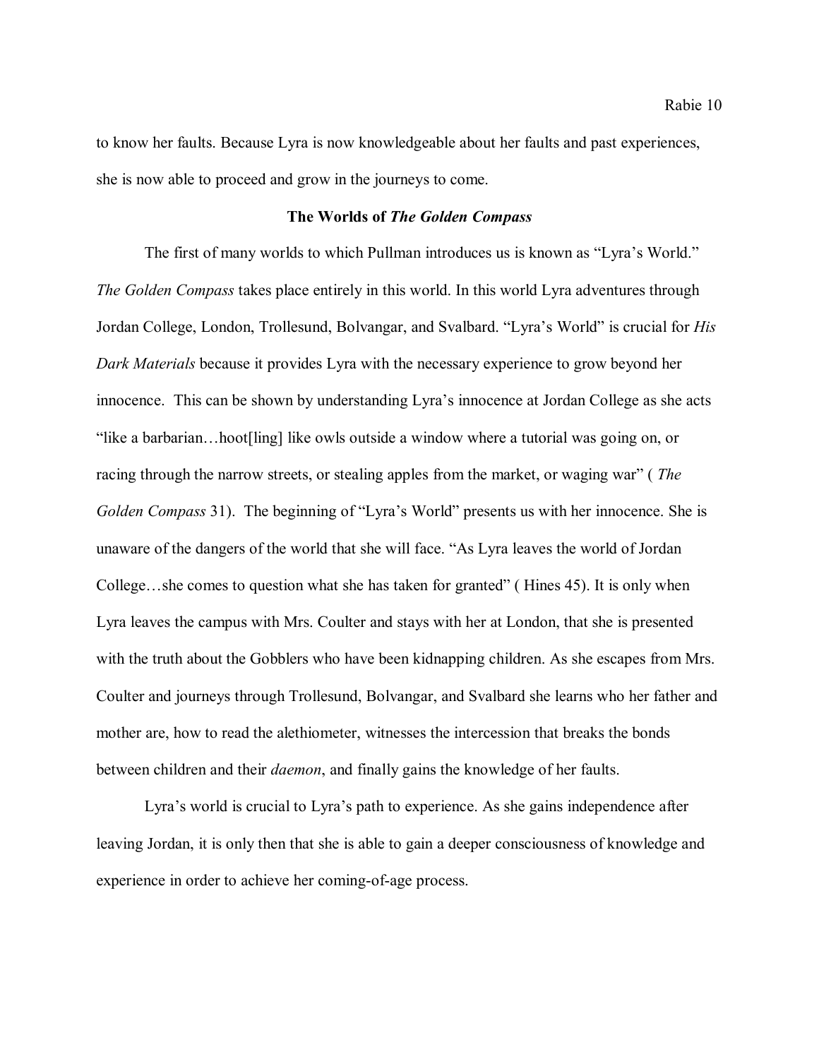to know her faults. Because Lyra is now knowledgeable about her faults and past experiences, she is now able to proceed and grow in the journeys to come.

## The Worlds of *The Golden Compass*

The first of many worlds to which Pullman introduces us is known as "Lyra's World." *The Golden Compass* takes place entirely in this world. In this world Lyra adventures through Jordan College, London, Trollesund, Bolvangar, and Svalbard. "Lyra's World" is crucial for *His Dark Materials* because it provides Lyra with the necessary experience to grow beyond her innocence. This can be shown by understanding Lyra's innocence at Jordan College as she acts "like a barbarian…hoot[ling] like owls outside a window where a tutorial was going on, or racing through the narrow streets, or stealing apples from the market, or waging war" ( *The Golden Compass* 31). The beginning of "Lyra's World" presents us with her innocence. She is unaware of the dangers of the world that she will face. "As Lyra leaves the world of Jordan College…she comes to question what she has taken for granted" ( Hines 45). It is only when Lyra leaves the campus with Mrs. Coulter and stays with her at London, that she is presented with the truth about the Gobblers who have been kidnapping children. As she escapes from Mrs. Coulter and journeys through Trollesund, Bolvangar, and Svalbard she learns who her father and mother are, how to read the alethiometer, witnesses the intercession that breaks the bonds between children and their *daemon*, and finally gains the knowledge of her faults.

Lyra's world is crucial to Lyra's path to experience. As she gains independence after leaving Jordan, it is only then that she is able to gain a deeper consciousness of knowledge and experience in order to achieve her coming-of-age process.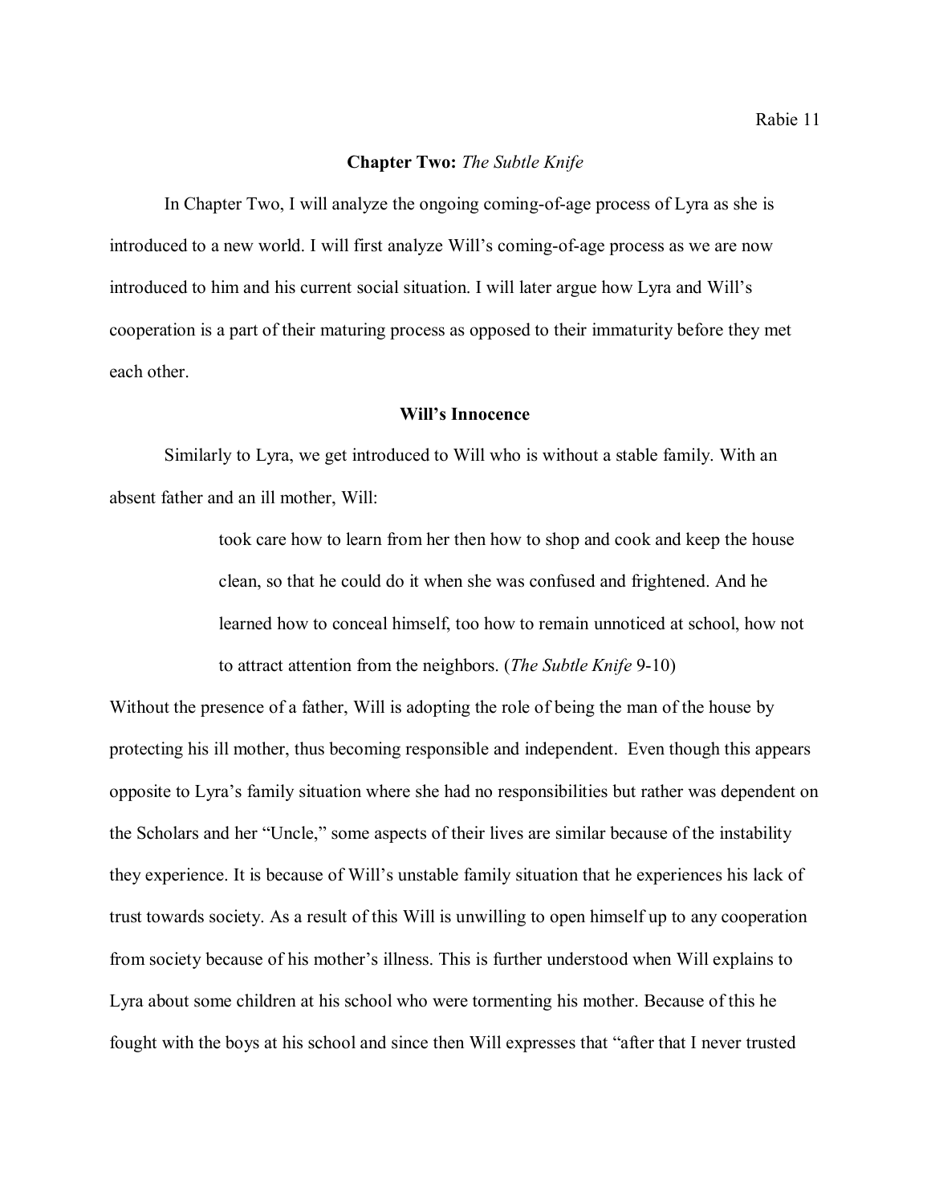## **Chapter Two:** *The Subtle Knife*

In Chapter Two, I will analyze the ongoing coming-of-age process of Lyra as she is introduced to a new world. I will first analyze Will's coming-of-age process as we are now introduced to him and his current social situation. I will later argue how Lyra and Will's cooperation is a part of their maturing process as opposed to their immaturity before they met each other.

### **Will's Innocence**

Similarly to Lyra, we get introduced to Will who is without a stable family. With an absent father and an ill mother, Will:

> took care how to learn from her then how to shop and cook and keep the house clean, so that he could do it when she was confused and frightened. And he learned how to conceal himself, too how to remain unnoticed at school, how not to attract attention from the neighbors. (*The Subtle Knife* 9-10)

Without the presence of a father, Will is adopting the role of being the man of the house by protecting his ill mother, thus becoming responsible and independent. Even though this appears opposite to Lyra's family situation where she had no responsibilities but rather was dependent on the Scholars and her "Uncle," some aspects of their lives are similar because of the instability they experience. It is because of Will's unstable family situation that he experiences his lack of trust towards society. As a result of this Will is unwilling to open himself up to any cooperation from society because of his mother's illness. This is further understood when Will explains to Lyra about some children at his school who were tormenting his mother. Because of this he fought with the boys at his school and since then Will expresses that "after that I never trusted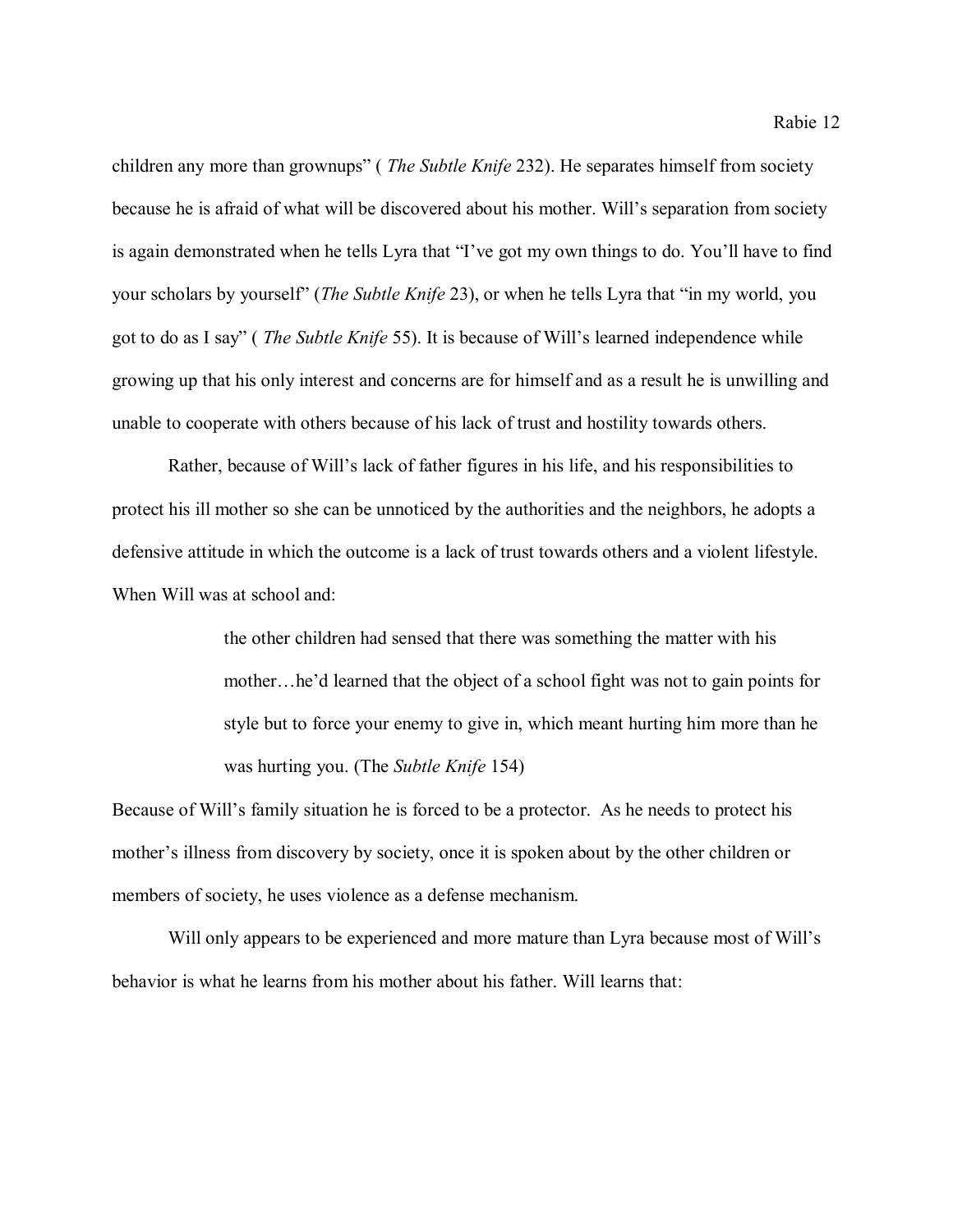children any more than grownups" ( *The Subtle Knife* 232). He separates himself from society because he is afraid of what will be discovered about his mother. Will's separation from society is again demonstrated when he tells Lyra that "I've got my own things to do. You'll have to find your scholars by yourself" (*The Subtle Knife* 23), or when he tells Lyra that "in my world, you got to do as I say" ( *The Subtle Knife* 55). It is because of Will's learned independence while growing up that his only interest and concerns are for himself and as a result he is unwilling and unable to cooperate with others because of his lack of trust and hostility towards others.

Rather, because of Will's lack of father figures in his life, and his responsibilities to protect his ill mother so she can be unnoticed by the authorities and the neighbors, he adopts a defensive attitude in which the outcome is a lack of trust towards others and a violent lifestyle. When Will was at school and:

> the other children had sensed that there was something the matter with his mother…he'd learned that the object of a school fight was not to gain points for style but to force your enemy to give in, which meant hurting him more than he was hurting you. (The *Subtle Knife* 154)

Because of Will's family situation he is forced to be a protector. As he needs to protect his mother's illness from discovery by society, once it is spoken about by the other children or members of society, he uses violence as a defense mechanism.

Will only appears to be experienced and more mature than Lyra because most of Will's behavior is what he learns from his mother about his father. Will learns that: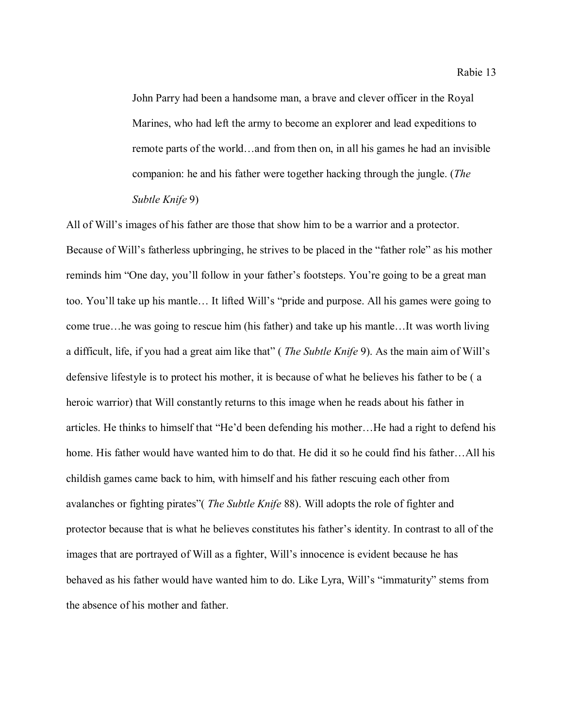> John Parry had been a handsome man, a brave and clever officer in the Royal Marines, who had left the army to become an explorer and lead expeditions to remote parts of the world…and from then on, in all his games he had an invisible companion: he and his father were together hacking through the jungle. (*The Subtle Knife* 9)

All of Will's images of his father are those that show him to be a warrior and a protector. Because of Will's fatherless upbringing, he strives to be placed in the "father role" as his mother reminds him "One day, you'll follow in your father's footsteps. You're going to be a great man too. You'll take up his mantle… It lifted Will's "pride and purpose. All his games were going to come true…he was going to rescue him (his father) and take up his mantle…It was worth living a difficult, life, if you had a great aim like that" ( *The Subtle Knife* 9). As the main aim of Will's defensive lifestyle is to protect his mother, it is because of what he believes his father to be ( a heroic warrior) that Will constantly returns to this image when he reads about his father in articles. He thinks to himself that "He'd been defending his mother…He had a right to defend his home. His father would have wanted him to do that. He did it so he could find his father…All his childish games came back to him, with himself and his father rescuing each other from avalanches or fighting pirates"( *The Subtle Knife* 88). Will adopts the role of fighter and protector because that is what he believes constitutes his father's identity. In contrast to all of the images that are portrayed of Will as a fighter, Will's innocence is evident because he has behaved as his father would have wanted him to do. Like Lyra, Will's "immaturity" stems from the absence of his mother and father.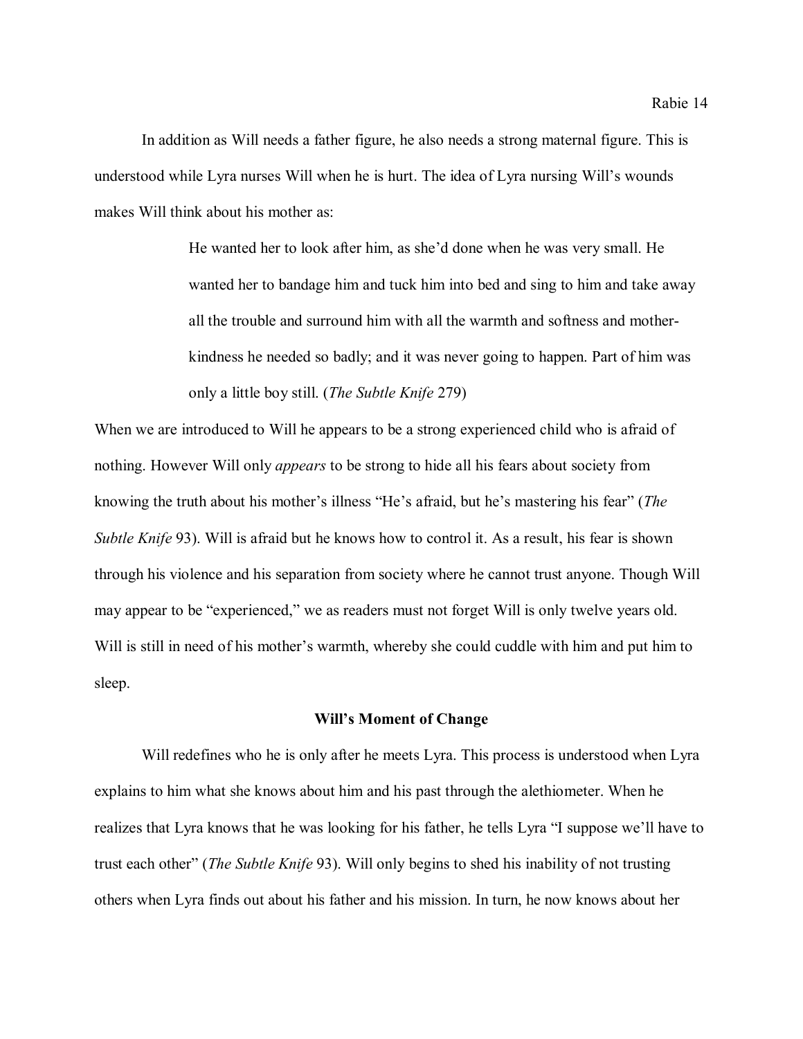In addition as Will needs a father figure, he also needs a strong maternal figure. This is understood while Lyra nurses Will when he is hurt. The idea of Lyra nursing Will's wounds makes Will think about his mother as:

> He wanted her to look after him, as she'd done when he was very small. He wanted her to bandage him and tuck him into bed and sing to him and take away all the trouble and surround him with all the warmth and softness and mother-kindness he needed so badly; and it was never going to happen. Part of him was only a little boy still. (*The Subtle Knife* 279)

When we are introduced to Will he appears to be a strong experienced child who is afraid of nothing. However Will only *appears* to be strong to hide all his fears about society from knowing the truth about his mother's illness "He's afraid, but he's mastering his fear" (*The Subtle Knife* 93). Will is afraid but he knows how to control it. As a result, his fear is shown through his violence and his separation from society where he cannot trust anyone. Though Will may appear to be "experienced," we as readers must not forget Will is only twelve years old. Will is still in need of his mother's warmth, whereby she could cuddle with him and put him to sleep.

**Will's Moment of Change**

Will redefines who he is only after he meets Lyra. This process is understood when Lyra explains to him what she knows about him and his past through the alethiometer. When he realizes that Lyra knows that he was looking for his father, he tells Lyra "I suppose we'll have to trust each other" (*The Subtle Knife* 93). Will only begins to shed his inability of not trusting others when Lyra finds out about his father and his mission. In turn, he now knows about her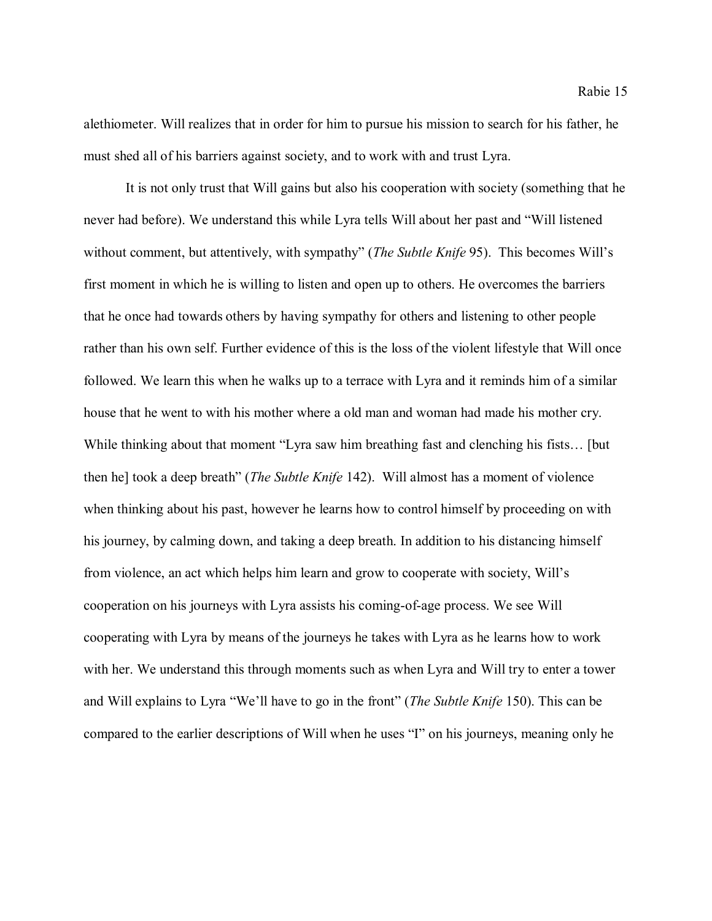alethiometer. Will realizes that in order for him to pursue his mission to search for his father, he must shed all of his barriers against society, and to work with and trust Lyra.

It is not only trust that Will gains but also his cooperation with society (something that he never had before). We understand this while Lyra tells Will about her past and "Will listened without comment, but attentively, with sympathy" (*The Subtle Knife* 95). This becomes Will's first moment in which he is willing to listen and open up to others. He overcomes the barriers that he once had towards others by having sympathy for others and listening to other people rather than his own self. Further evidence of this is the loss of the violent lifestyle that Will once followed. We learn this when he walks up to a terrace with Lyra and it reminds him of a similar house that he went to with his mother where a old man and woman had made his mother cry. While thinking about that moment "Lyra saw him breathing fast and clenching his fists… [but then he] took a deep breath" (*The Subtle Knife* 142). Will almost has a moment of violence when thinking about his past, however he learns how to control himself by proceeding on with his journey, by calming down, and taking a deep breath. In addition to his distancing himself from violence, an act which helps him learn and grow to cooperate with society, Will's cooperation on his journeys with Lyra assists his coming-of-age process. We see Will cooperating with Lyra by means of the journeys he takes with Lyra as he learns how to work with her. We understand this through moments such as when Lyra and Will try to enter a tower and Will explains to Lyra "We'll have to go in the front" (*The Subtle Knife* 150). This can be compared to the earlier descriptions of Will when he uses "I" on his journeys, meaning only he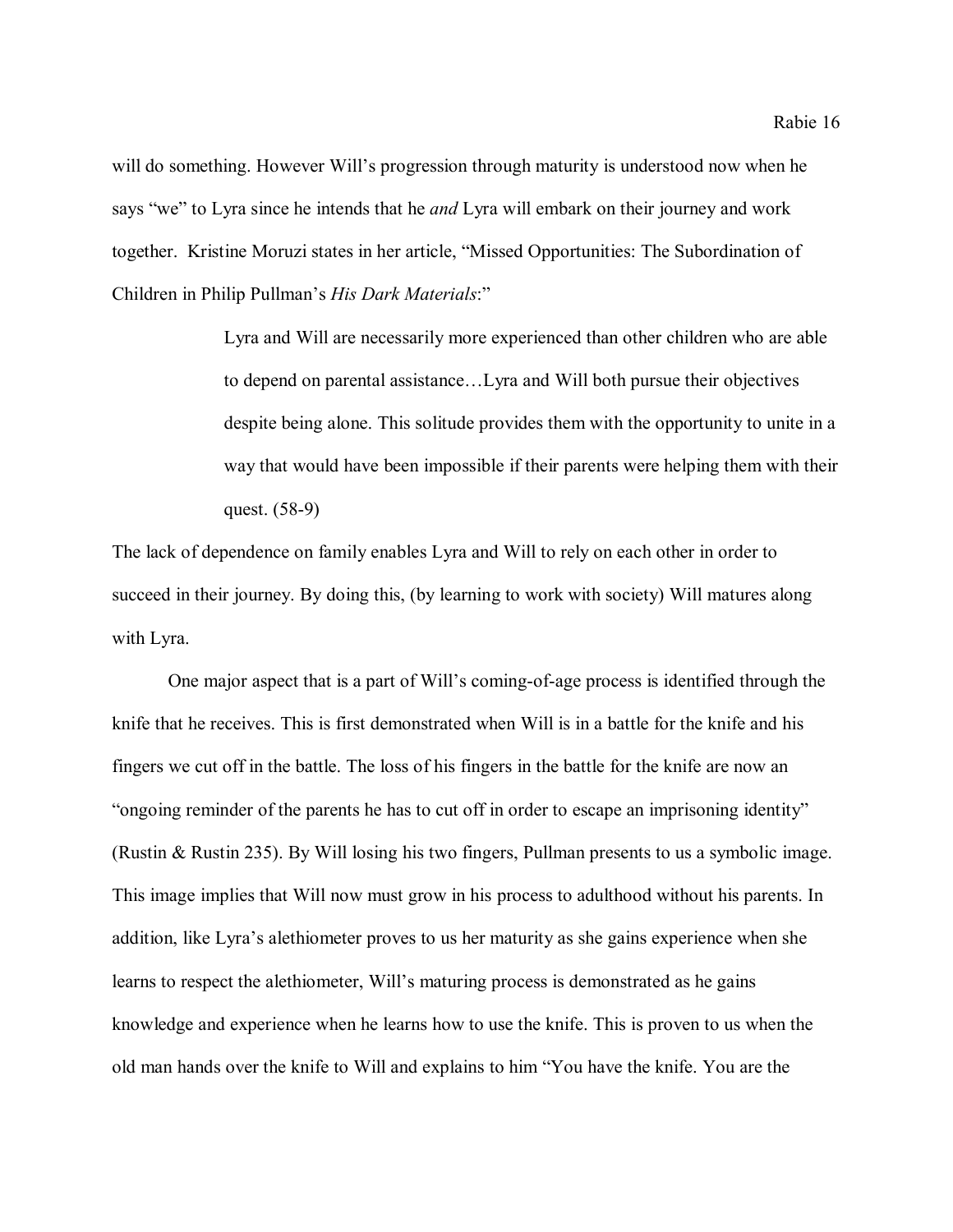will do something. However Will's progression through maturity is understood now when he says "we" to Lyra since he intends that he *and* Lyra will embark on their journey and work together. Kristine Moruzi states in her article, "Missed Opportunities: The Subordination of Children in Philip Pullman's *His Dark Materials*:"

> Lyra and Will are necessarily more experienced than other children who are able to depend on parental assistance…Lyra and Will both pursue their objectives despite being alone. This solitude provides them with the opportunity to unite in a way that would have been impossible if their parents were helping them with their quest. (58-9)

The lack of dependence on family enables Lyra and Will to rely on each other in order to succeed in their journey. By doing this, (by learning to work with society) Will matures along with Lyra.

One major aspect that is a part of Will's coming-of-age process is identified through the knife that he receives. This is first demonstrated when Will is in a battle for the knife and his fingers we cut off in the battle. The loss of his fingers in the battle for the knife are now an "ongoing reminder of the parents he has to cut off in order to escape an imprisoning identity" (Rustin & Rustin 235). By Will losing his two fingers, Pullman presents to us a symbolic image. This image implies that Will now must grow in his process to adulthood without his parents. In addition, like Lyra's alethiometer proves to us her maturity as she gains experience when she learns to respect the alethiometer, Will's maturing process is demonstrated as he gains knowledge and experience when he learns how to use the knife. This is proven to us when the old man hands over the knife to Will and explains to him "You have the knife. You are the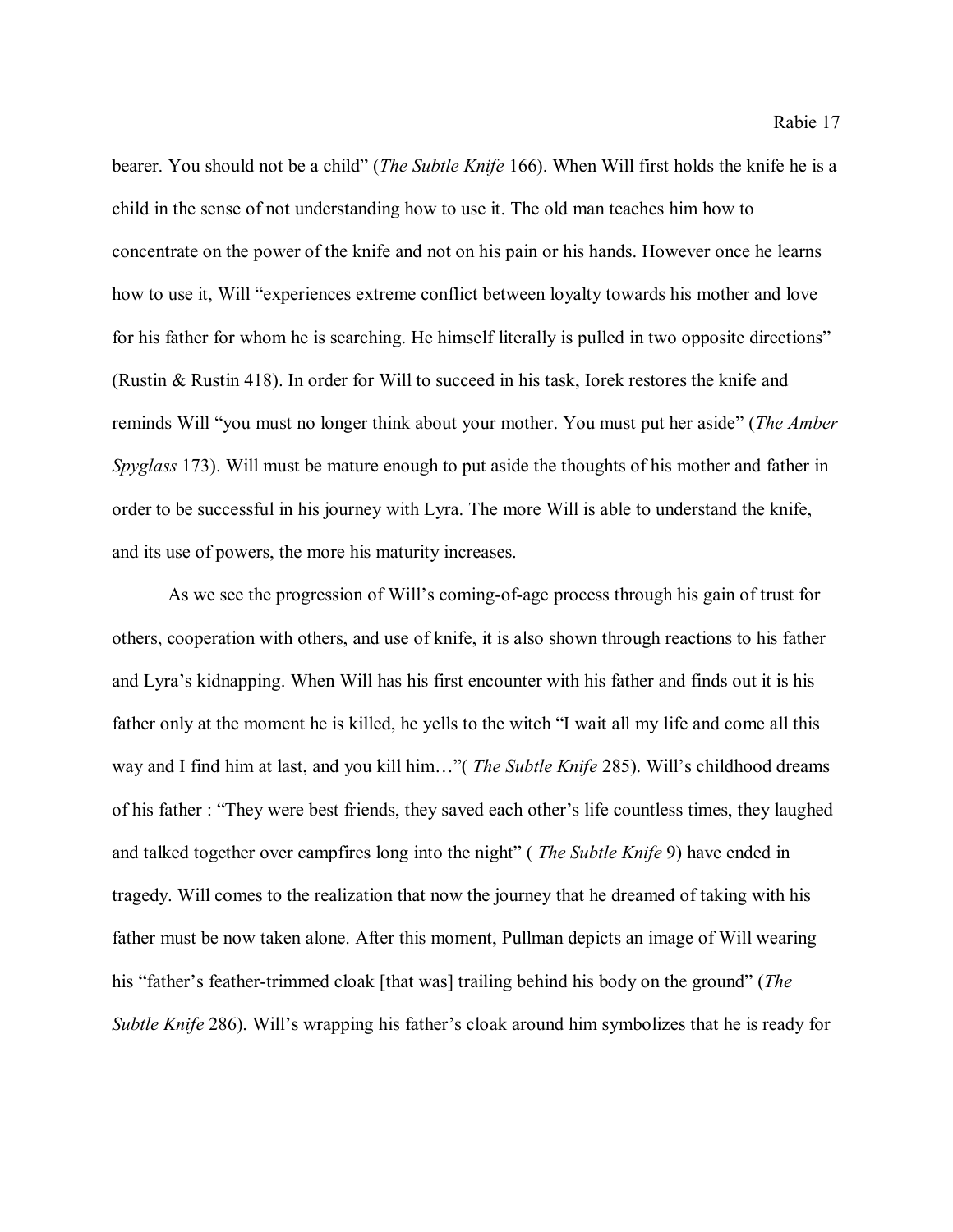bearer. You should not be a child" (*The Subtle Knife* 166). When Will first holds the knife he is a child in the sense of not understanding how to use it. The old man teaches him how to concentrate on the power of the knife and not on his pain or his hands. However once he learns how to use it, Will "experiences extreme conflict between loyalty towards his mother and love for his father for whom he is searching. He himself literally is pulled in two opposite directions" (Rustin & Rustin 418). In order for Will to succeed in his task, Iorek restores the knife and reminds Will "you must no longer think about your mother. You must put her aside" (*The Amber Spyglass* 173). Will must be mature enough to put aside the thoughts of his mother and father in order to be successful in his journey with Lyra. The more Will is able to understand the knife, and its use of powers, the more his maturity increases.

As we see the progression of Will's coming-of-age process through his gain of trust for others, cooperation with others, and use of knife, it is also shown through reactions to his father and Lyra's kidnapping. When Will has his first encounter with his father and finds out it is his father only at the moment he is killed, he yells to the witch "I wait all my life and come all this way and I find him at last, and you kill him…"( *The Subtle Knife* 285). Will's childhood dreams of his father : "They were best friends, they saved each other's life countless times, they laughed and talked together over campfires long into the night" ( *The Subtle Knife* 9) have ended in tragedy. Will comes to the realization that now the journey that he dreamed of taking with his father must be now taken alone. After this moment, Pullman depicts an image of Will wearing his "father's feather-trimmed cloak [that was] trailing behind his body on the ground" (*The Subtle Knife* 286). Will's wrapping his father's cloak around him symbolizes that he is ready for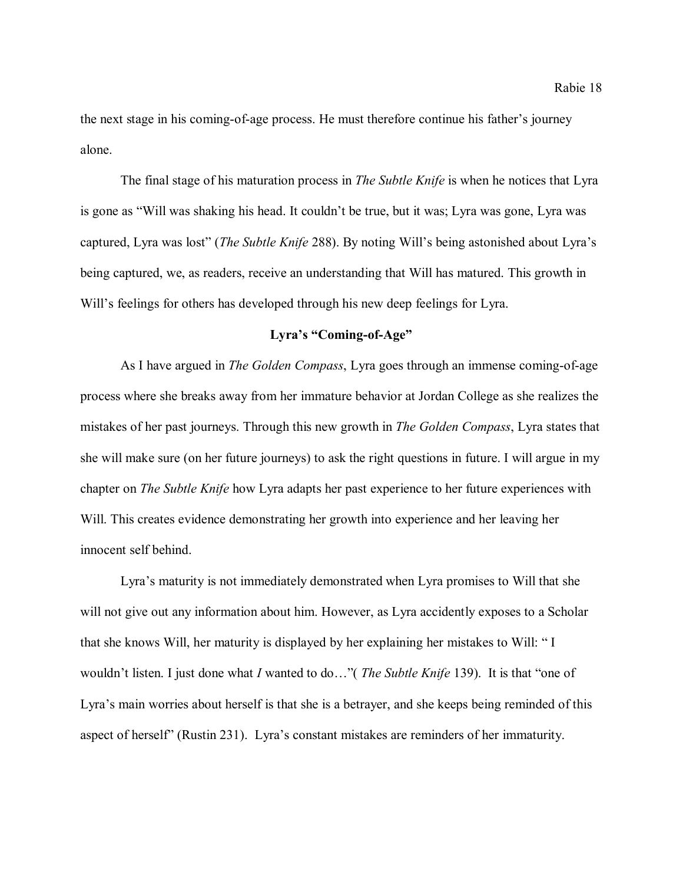the next stage in his coming-of-age process. He must therefore continue his father's journey alone.

The final stage of his maturation process in *The Subtle Knife* is when he notices that Lyra is gone as "Will was shaking his head. It couldn't be true, but it was; Lyra was gone, Lyra was captured, Lyra was lost" (*The Subtle Knife* 288). By noting Will's being astonished about Lyra's being captured, we, as readers, receive an understanding that Will has matured. This growth in Will's feelings for others has developed through his new deep feelings for Lyra.

**Lyra's "Coming-of-Age"**

As I have argued in *The Golden Compass*, Lyra goes through an immense coming-of-age process where she breaks away from her immature behavior at Jordan College as she realizes the mistakes of her past journeys. Through this new growth in *The Golden Compass*, Lyra states that she will make sure (on her future journeys) to ask the right questions in future. I will argue in my chapter on *The Subtle Knife* how Lyra adapts her past experience to her future experiences with Will. This creates evidence demonstrating her growth into experience and her leaving her innocent self behind.

Lyra's maturity is not immediately demonstrated when Lyra promises to Will that she will not give out any information about him. However, as Lyra accidently exposes to a Scholar that she knows Will, her maturity is displayed by her explaining her mistakes to Will: " I wouldn't listen. I just done what *I* wanted to do…"( *The Subtle Knife* 139). It is that "one of Lyra's main worries about herself is that she is a betrayer, and she keeps being reminded of this aspect of herself" (Rustin 231). Lyra's constant mistakes are reminders of her immaturity.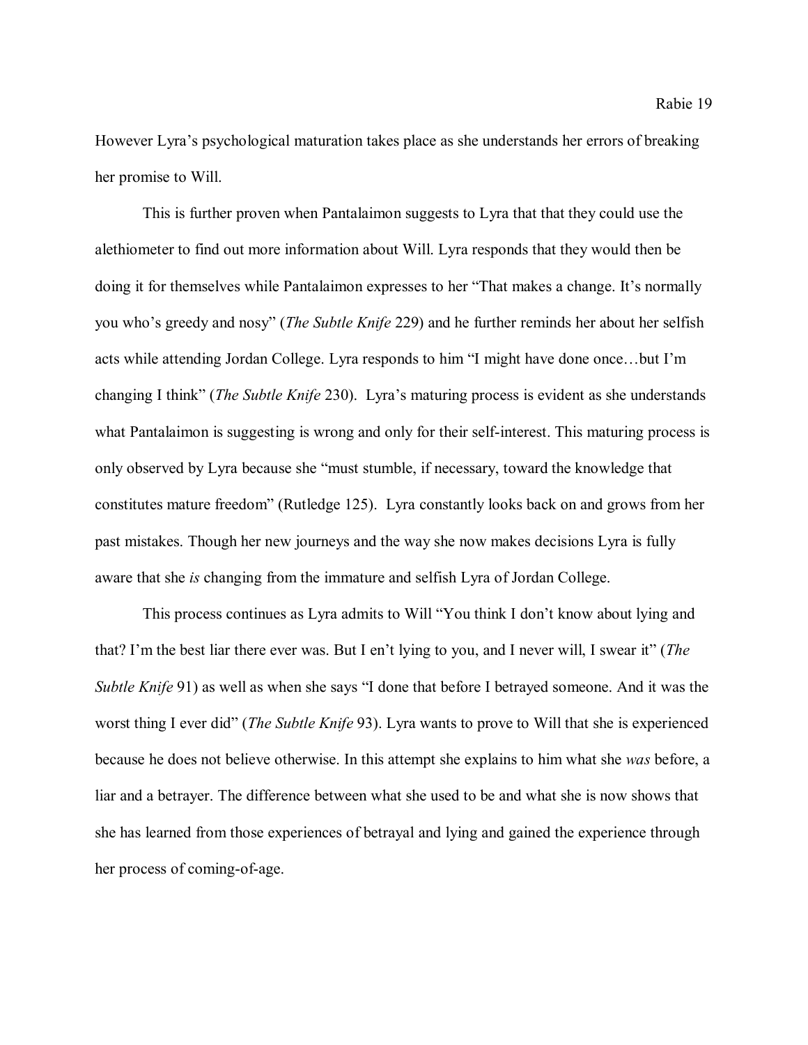However Lyra's psychological maturation takes place as she understands her errors of breaking her promise to Will.

This is further proven when Pantalaimon suggests to Lyra that that they could use the alethiometer to find out more information about Will. Lyra responds that they would then be doing it for themselves while Pantalaimon expresses to her "That makes a change. It's normally you who's greedy and nosy" (*The Subtle Knife* 229) and he further reminds her about her selfish acts while attending Jordan College. Lyra responds to him "I might have done once…but I'm changing I think" (*The Subtle Knife* 230). Lyra's maturing process is evident as she understands what Pantalaimon is suggesting is wrong and only for their self-interest. This maturing process is only observed by Lyra because she "must stumble, if necessary, toward the knowledge that constitutes mature freedom" (Rutledge 125). Lyra constantly looks back on and grows from her past mistakes. Though her new journeys and the way she now makes decisions Lyra is fully aware that she *is* changing from the immature and selfish Lyra of Jordan College.

This process continues as Lyra admits to Will "You think I don't know about lying and that? I'm the best liar there ever was. But I en't lying to you, and I never will, I swear it" (*The Subtle Knife* 91) as well as when she says "I done that before I betrayed someone. And it was the worst thing I ever did" (*The Subtle Knife* 93). Lyra wants to prove to Will that she is experienced because he does not believe otherwise. In this attempt she explains to him what she *was* before, a liar and a betrayer. The difference between what she used to be and what she is now shows that she has learned from those experiences of betrayal and lying and gained the experience through her process of coming-of-age.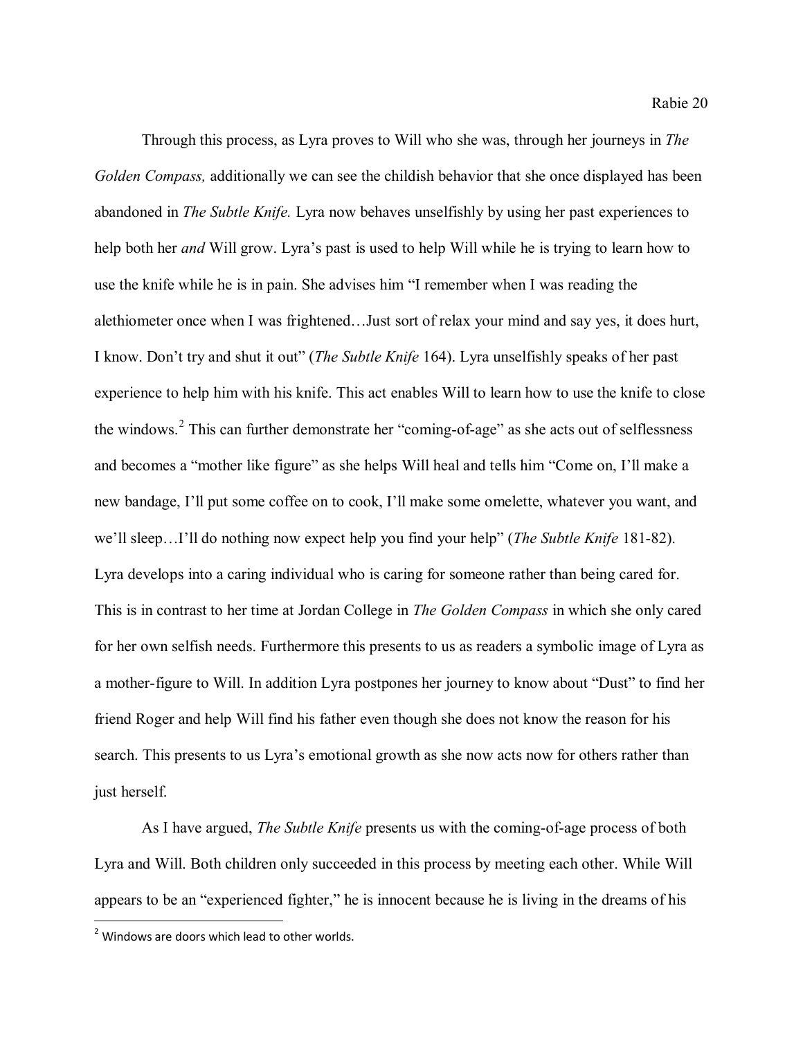Through this process, as Lyra proves to Will who she was, through her journeys in *The Golden Compass,* additionally we can see the childish behavior that she once displayed has been abandoned in *The Subtle Knife.* Lyra now behaves unselfishly by using her past experiences to help both her *and* Will grow. Lyra's past is used to help Will while he is trying to learn how to use the knife while he is in pain. She advises him "I remember when I was reading the alethiometer once when I was frightened…Just sort of relax your mind and say yes, it does hurt, I know. Don't try and shut it out" (*The Subtle Knife* 164). Lyra unselfishly speaks of her past experience to help him with his knife. This act enables Will to learn how to use the knife to close the windows.[2] This can further demonstrate her "coming-of-age" as she acts out of selflessness and becomes a "mother like figure" as she helps Will heal and tells him "Come on, I'll make a new bandage, I'll put some coffee on to cook, I'll make some omelette, whatever you want, and we'll sleep…I'll do nothing now expect help you find your help" (*The Subtle Knife* 181-82). Lyra develops into a caring individual who is caring for someone rather than being cared for. This is in contrast to her time at Jordan College in *The Golden Compass* in which she only cared for her own selfish needs. Furthermore this presents to us as readers a symbolic image of Lyra as a mother-figure to Will. In addition Lyra postpones her journey to know about "Dust" to find her friend Roger and help Will find his father even though she does not know the reason for his search. This presents to us Lyra's emotional growth as she now acts now for others rather than just herself.

As I have argued, *The Subtle Knife* presents us with the coming-of-age process of both Lyra and Will. Both children only succeeded in this process by meeting each other. While Will appears to be an "experienced fighter," he is innocent because he is living in the dreams of his

---

[2] Windows are doors which lead to other worlds.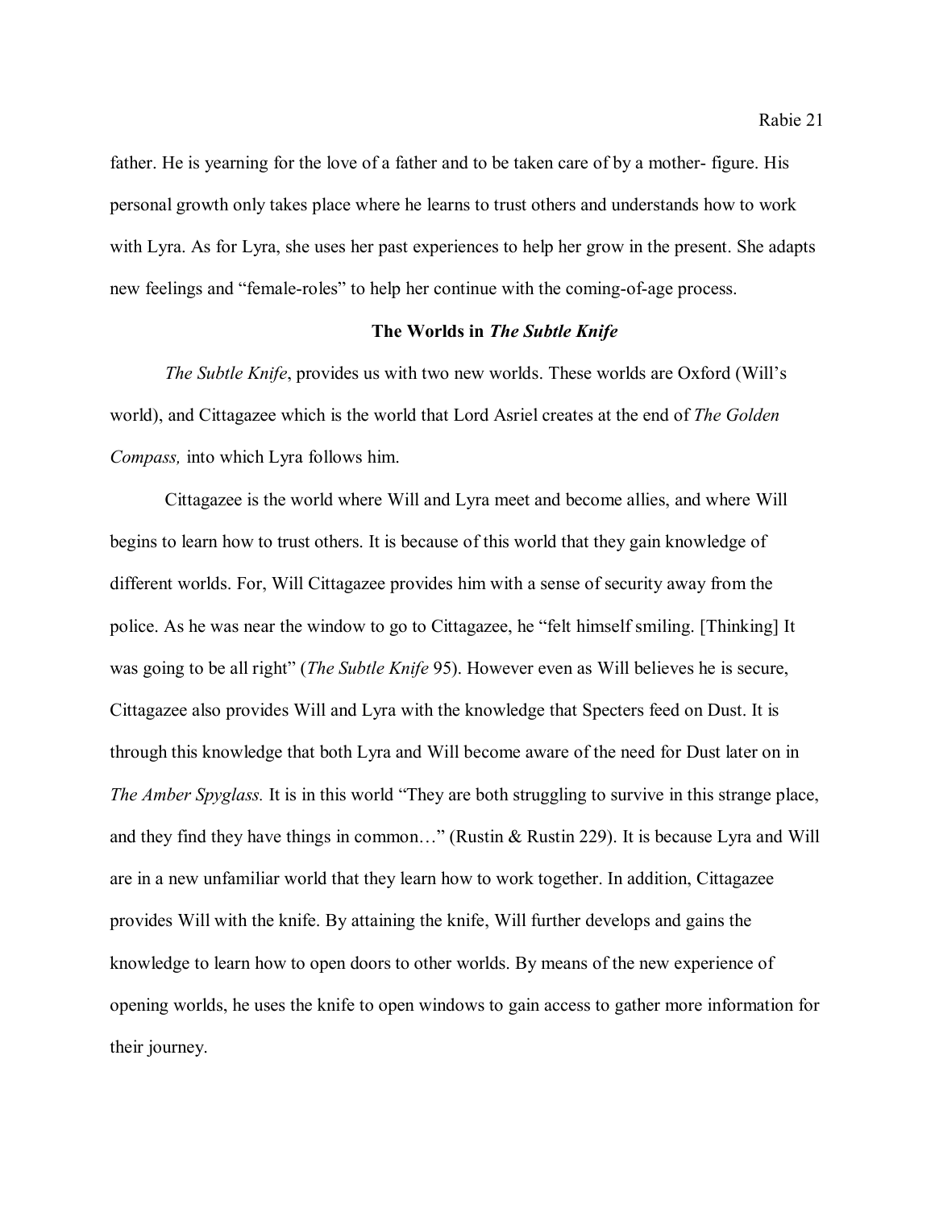father. He is yearning for the love of a father and to be taken care of by a mother- figure. His personal growth only takes place where he learns to trust others and understands how to work with Lyra. As for Lyra, she uses her past experiences to help her grow in the present. She adapts new feelings and "female-roles" to help her continue with the coming-of-age process.

**The Worlds in *The Subtle Knife***

*The Subtle Knife*, provides us with two new worlds. These worlds are Oxford (Will's world), and Cittagazee which is the world that Lord Asriel creates at the end of *The Golden Compass,* into which Lyra follows him.

Cittagazee is the world where Will and Lyra meet and become allies, and where Will begins to learn how to trust others. It is because of this world that they gain knowledge of different worlds. For, Will Cittagazee provides him with a sense of security away from the police. As he was near the window to go to Cittagazee, he "felt himself smiling. [Thinking] It was going to be all right" (*The Subtle Knife* 95). However even as Will believes he is secure, Cittagazee also provides Will and Lyra with the knowledge that Specters feed on Dust. It is through this knowledge that both Lyra and Will become aware of the need for Dust later on in *The Amber Spyglass.* It is in this world "They are both struggling to survive in this strange place, and they find they have things in common…" (Rustin & Rustin 229). It is because Lyra and Will are in a new unfamiliar world that they learn how to work together. In addition, Cittagazee provides Will with the knife. By attaining the knife, Will further develops and gains the knowledge to learn how to open doors to other worlds. By means of the new experience of opening worlds, he uses the knife to open windows to gain access to gather more information for their journey.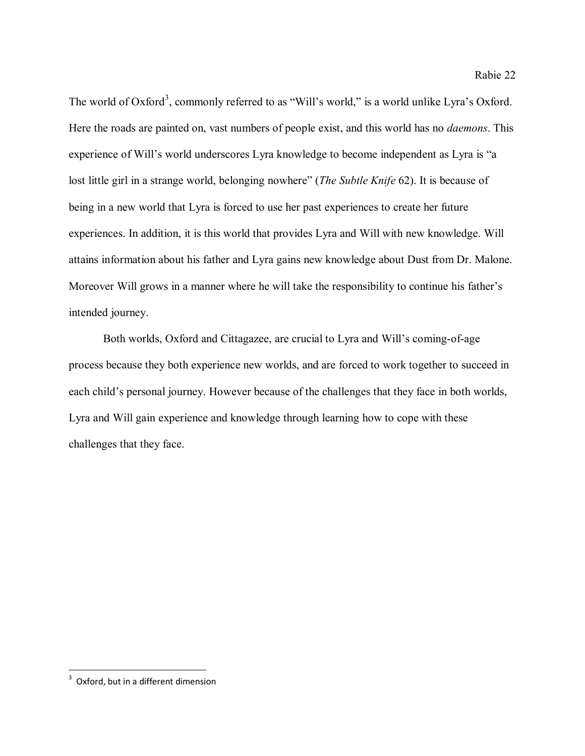The world of Oxford[3], commonly referred to as "Will's world," is a world unlike Lyra's Oxford. Here the roads are painted on, vast numbers of people exist, and this world has no *daemons*. This experience of Will's world underscores Lyra knowledge to become independent as Lyra is "a lost little girl in a strange world, belonging nowhere" (*The Subtle Knife* 62). It is because of being in a new world that Lyra is forced to use her past experiences to create her future experiences. In addition, it is this world that provides Lyra and Will with new knowledge. Will attains information about his father and Lyra gains new knowledge about Dust from Dr. Malone. Moreover Will grows in a manner where he will take the responsibility to continue his father's intended journey.

Both worlds, Oxford and Cittagazee, are crucial to Lyra and Will's coming-of-age process because they both experience new worlds, and are forced to work together to succeed in each child's personal journey. However because of the challenges that they face in both worlds, Lyra and Will gain experience and knowledge through learning how to cope with these challenges that they face.

---

[3] Oxford, but in a different dimension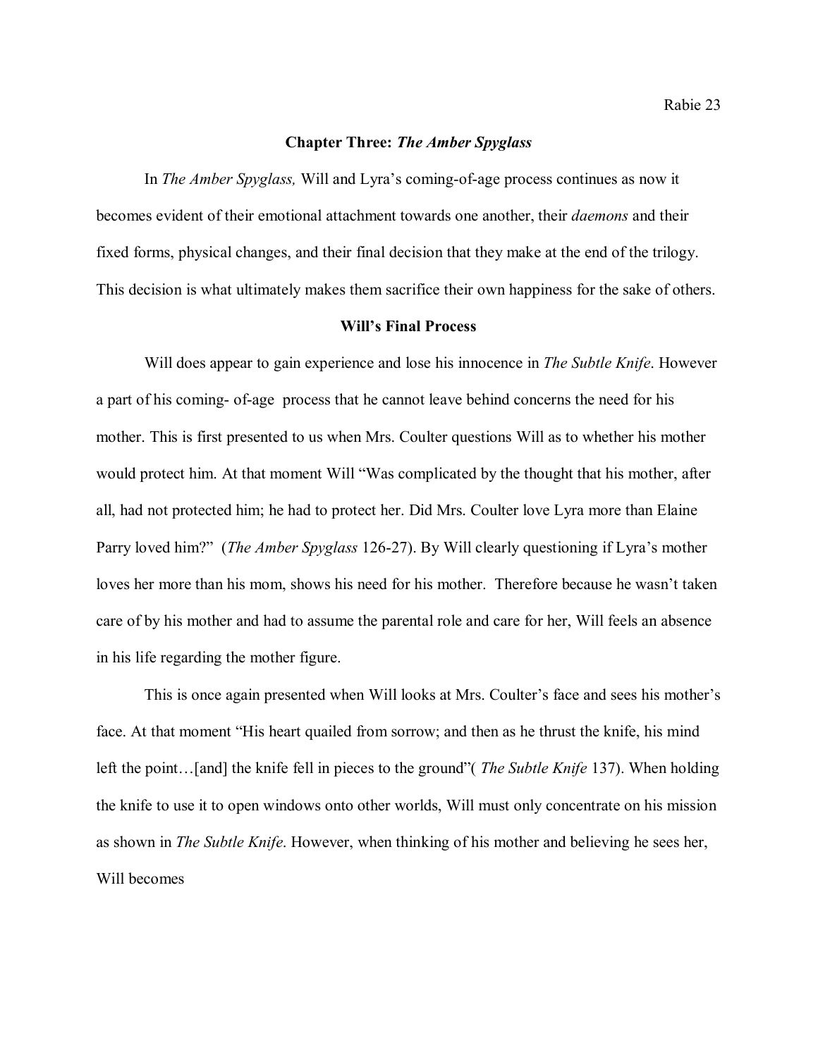## Chapter Three: *The Amber Spyglass*

In *The Amber Spyglass,* Will and Lyra's coming-of-age process continues as now it becomes evident of their emotional attachment towards one another, their *daemons* and their fixed forms, physical changes, and their final decision that they make at the end of the trilogy. This decision is what ultimately makes them sacrifice their own happiness for the sake of others.

### Will's Final Process

Will does appear to gain experience and lose his innocence in *The Subtle Knife*. However a part of his coming- of-age process that he cannot leave behind concerns the need for his mother. This is first presented to us when Mrs. Coulter questions Will as to whether his mother would protect him. At that moment Will "Was complicated by the thought that his mother, after all, had not protected him; he had to protect her. Did Mrs. Coulter love Lyra more than Elaine Parry loved him?" (*The Amber Spyglass* 126-27). By Will clearly questioning if Lyra's mother loves her more than his mom, shows his need for his mother. Therefore because he wasn't taken care of by his mother and had to assume the parental role and care for her, Will feels an absence in his life regarding the mother figure.

This is once again presented when Will looks at Mrs. Coulter's face and sees his mother's face. At that moment "His heart quailed from sorrow; and then as he thrust the knife, his mind left the point…[and] the knife fell in pieces to the ground"( *The Subtle Knife* 137). When holding the knife to use it to open windows onto other worlds, Will must only concentrate on his mission as shown in *The Subtle Knife*. However, when thinking of his mother and believing he sees her, Will becomes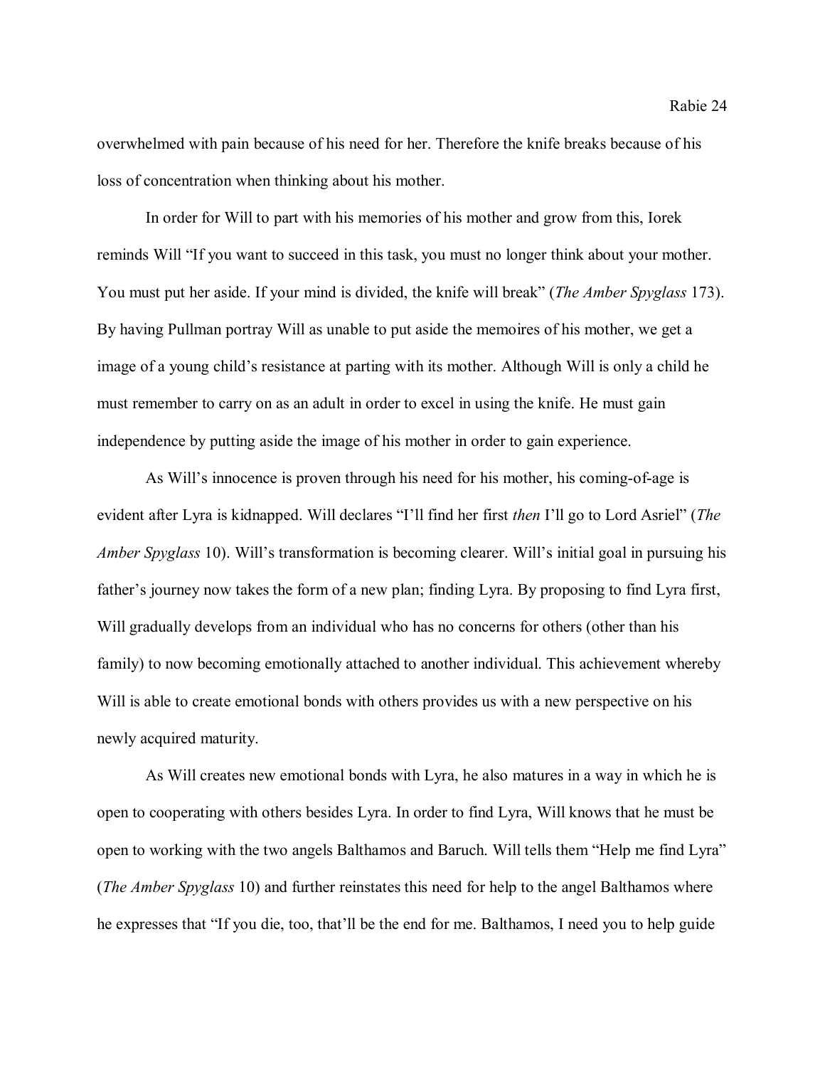overwhelmed with pain because of his need for her. Therefore the knife breaks because of his loss of concentration when thinking about his mother.

In order for Will to part with his memories of his mother and grow from this, Iorek reminds Will "If you want to succeed in this task, you must no longer think about your mother. You must put her aside. If your mind is divided, the knife will break" (*The Amber Spyglass* 173). By having Pullman portray Will as unable to put aside the memoires of his mother, we get a image of a young child's resistance at parting with its mother. Although Will is only a child he must remember to carry on as an adult in order to excel in using the knife. He must gain independence by putting aside the image of his mother in order to gain experience.

As Will's innocence is proven through his need for his mother, his coming-of-age is evident after Lyra is kidnapped. Will declares "I'll find her first *then* I'll go to Lord Asriel" (*The Amber Spyglass* 10). Will's transformation is becoming clearer. Will's initial goal in pursuing his father's journey now takes the form of a new plan; finding Lyra. By proposing to find Lyra first, Will gradually develops from an individual who has no concerns for others (other than his family) to now becoming emotionally attached to another individual. This achievement whereby Will is able to create emotional bonds with others provides us with a new perspective on his newly acquired maturity.

As Will creates new emotional bonds with Lyra, he also matures in a way in which he is open to cooperating with others besides Lyra. In order to find Lyra, Will knows that he must be open to working with the two angels Balthamos and Baruch. Will tells them "Help me find Lyra" (*The Amber Spyglass* 10) and further reinstates this need for help to the angel Balthamos where he expresses that "If you die, too, that'll be the end for me. Balthamos, I need you to help guide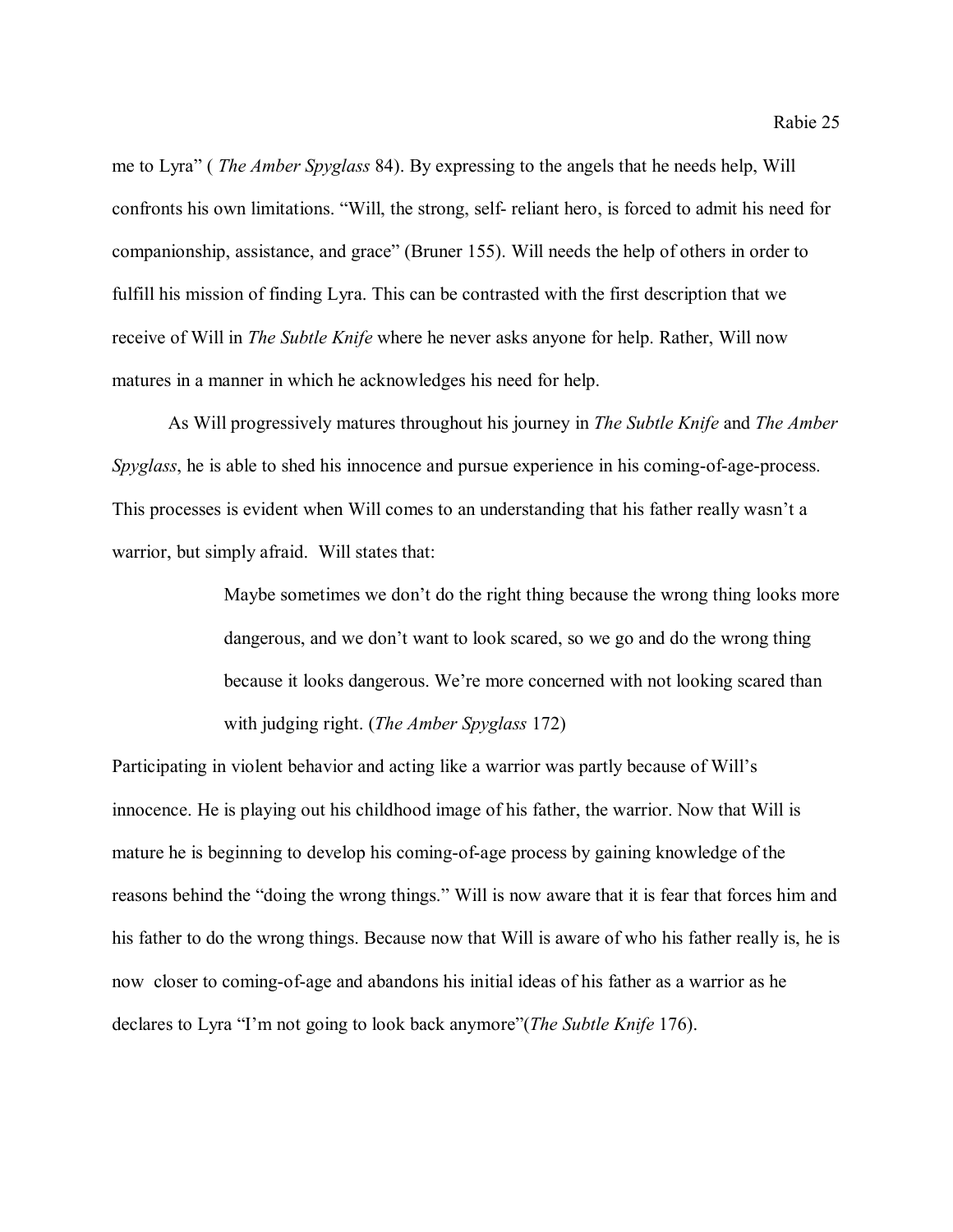me to Lyra" ( *The Amber Spyglass* 84). By expressing to the angels that he needs help, Will confronts his own limitations. "Will, the strong, self- reliant hero, is forced to admit his need for companionship, assistance, and grace" (Bruner 155). Will needs the help of others in order to fulfill his mission of finding Lyra. This can be contrasted with the first description that we receive of Will in *The Subtle Knife* where he never asks anyone for help. Rather, Will now matures in a manner in which he acknowledges his need for help.

As Will progressively matures throughout his journey in *The Subtle Knife* and *The Amber Spyglass*, he is able to shed his innocence and pursue experience in his coming-of-age-process. This processes is evident when Will comes to an understanding that his father really wasn't a warrior, but simply afraid. Will states that:

> Maybe sometimes we don't do the right thing because the wrong thing looks more dangerous, and we don't want to look scared, so we go and do the wrong thing because it looks dangerous. We're more concerned with not looking scared than with judging right. (*The Amber Spyglass* 172)

Participating in violent behavior and acting like a warrior was partly because of Will's innocence. He is playing out his childhood image of his father, the warrior. Now that Will is mature he is beginning to develop his coming-of-age process by gaining knowledge of the reasons behind the "doing the wrong things." Will is now aware that it is fear that forces him and his father to do the wrong things. Because now that Will is aware of who his father really is, he is now closer to coming-of-age and abandons his initial ideas of his father as a warrior as he declares to Lyra "I'm not going to look back anymore"(*The Subtle Knife* 176).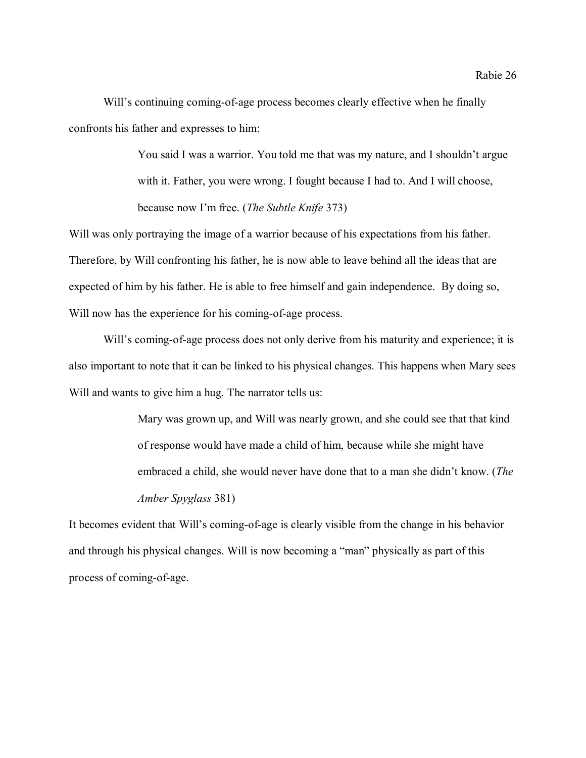Will's continuing coming-of-age process becomes clearly effective when he finally confronts his father and expresses to him:

> You said I was a warrior. You told me that was my nature, and I shouldn't argue with it. Father, you were wrong. I fought because I had to. And I will choose, because now I'm free. (*The Subtle Knife* 373)

Will was only portraying the image of a warrior because of his expectations from his father. Therefore, by Will confronting his father, he is now able to leave behind all the ideas that are expected of him by his father. He is able to free himself and gain independence. By doing so, Will now has the experience for his coming-of-age process.

Will's coming-of-age process does not only derive from his maturity and experience; it is also important to note that it can be linked to his physical changes. This happens when Mary sees Will and wants to give him a hug. The narrator tells us:

> Mary was grown up, and Will was nearly grown, and she could see that that kind of response would have made a child of him, because while she might have embraced a child, she would never have done that to a man she didn't know. (*The Amber Spyglass* 381)

It becomes evident that Will's coming-of-age is clearly visible from the change in his behavior and through his physical changes. Will is now becoming a "man" physically as part of this process of coming-of-age.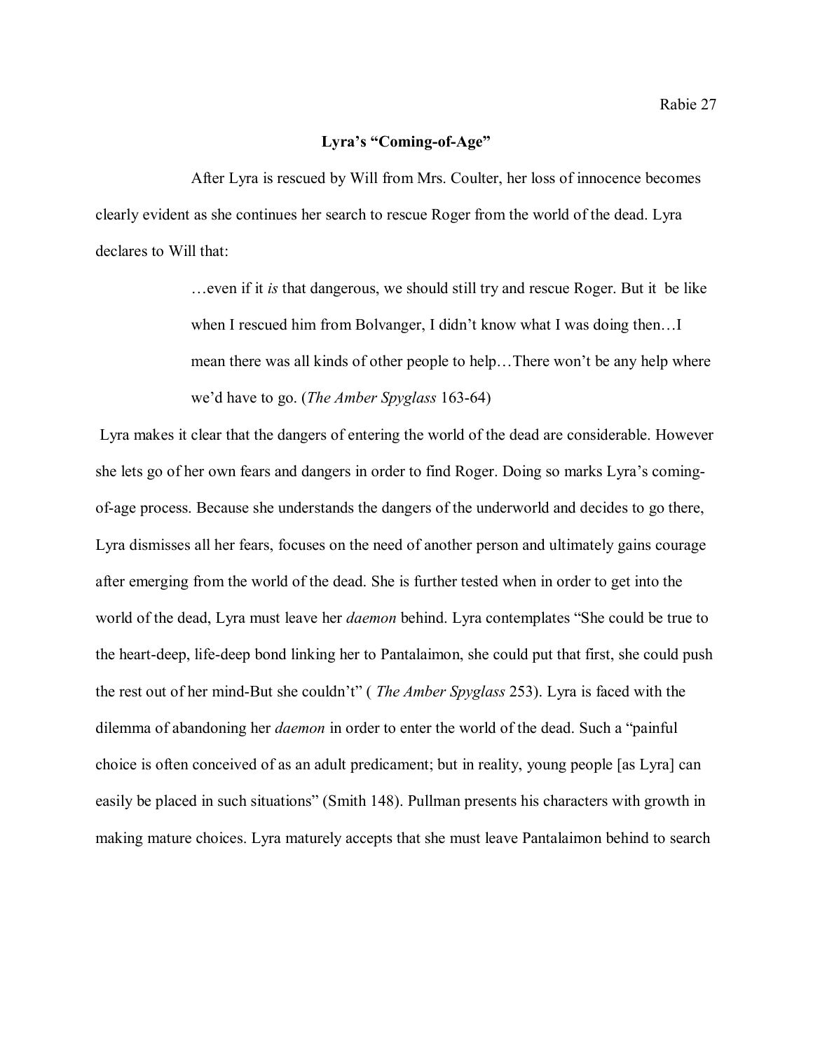**Lyra's "Coming-of-Age"**

After Lyra is rescued by Will from Mrs. Coulter, her loss of innocence becomes clearly evident as she continues her search to rescue Roger from the world of the dead. Lyra declares to Will that:

> …even if it *is* that dangerous, we should still try and rescue Roger. But it  be like when I rescued him from Bolvanger, I didn't know what I was doing then…I mean there was all kinds of other people to help…There won't be any help where we'd have to go. (*The Amber Spyglass* 163-64)

Lyra makes it clear that the dangers of entering the world of the dead are considerable. However she lets go of her own fears and dangers in order to find Roger. Doing so marks Lyra's coming-of-age process. Because she understands the dangers of the underworld and decides to go there, Lyra dismisses all her fears, focuses on the need of another person and ultimately gains courage after emerging from the world of the dead. She is further tested when in order to get into the world of the dead, Lyra must leave her *daemon* behind. Lyra contemplates "She could be true to the heart-deep, life-deep bond linking her to Pantalaimon, she could put that first, she could push the rest out of her mind-But she couldn't" ( *The Amber Spyglass* 253). Lyra is faced with the dilemma of abandoning her *daemon* in order to enter the world of the dead. Such a "painful choice is often conceived of as an adult predicament; but in reality, young people [as Lyra] can easily be placed in such situations" (Smith 148). Pullman presents his characters with growth in making mature choices. Lyra maturely accepts that she must leave Pantalaimon behind to search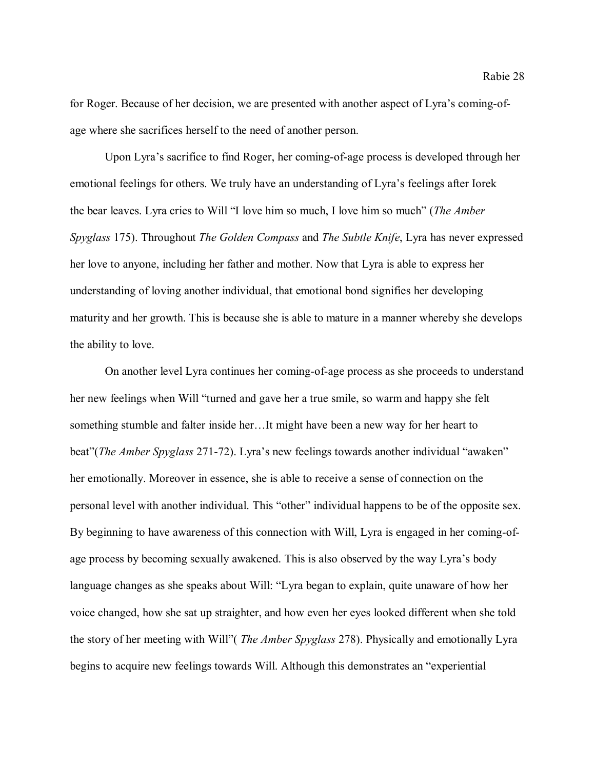for Roger. Because of her decision, we are presented with another aspect of Lyra's coming-of-age where she sacrifices herself to the need of another person.

Upon Lyra's sacrifice to find Roger, her coming-of-age process is developed through her emotional feelings for others. We truly have an understanding of Lyra's feelings after Iorek the bear leaves. Lyra cries to Will "I love him so much, I love him so much" (*The Amber Spyglass* 175). Throughout *The Golden Compass* and *The Subtle Knife*, Lyra has never expressed her love to anyone, including her father and mother. Now that Lyra is able to express her understanding of loving another individual, that emotional bond signifies her developing maturity and her growth. This is because she is able to mature in a manner whereby she develops the ability to love.

On another level Lyra continues her coming-of-age process as she proceeds to understand her new feelings when Will "turned and gave her a true smile, so warm and happy she felt something stumble and falter inside her…It might have been a new way for her heart to beat"(*The Amber Spyglass* 271-72). Lyra's new feelings towards another individual "awaken" her emotionally. Moreover in essence, she is able to receive a sense of connection on the personal level with another individual. This "other" individual happens to be of the opposite sex. By beginning to have awareness of this connection with Will, Lyra is engaged in her coming-of-age process by becoming sexually awakened. This is also observed by the way Lyra's body language changes as she speaks about Will: "Lyra began to explain, quite unaware of how her voice changed, how she sat up straighter, and how even her eyes looked different when she told the story of her meeting with Will"( *The Amber Spyglass* 278). Physically and emotionally Lyra begins to acquire new feelings towards Will. Although this demonstrates an "experiential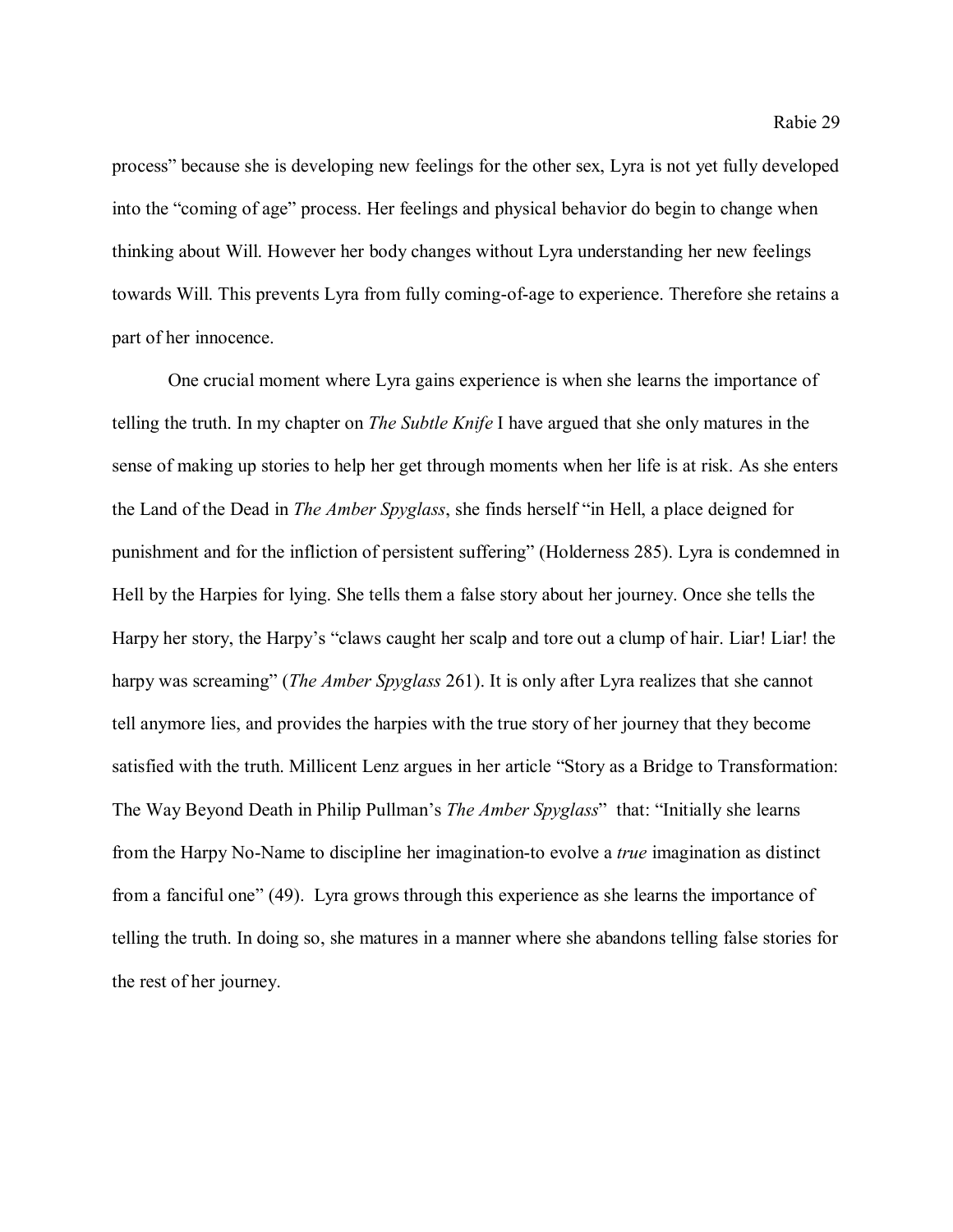process" because she is developing new feelings for the other sex, Lyra is not yet fully developed into the "coming of age" process. Her feelings and physical behavior do begin to change when thinking about Will. However her body changes without Lyra understanding her new feelings towards Will. This prevents Lyra from fully coming-of-age to experience. Therefore she retains a part of her innocence.

One crucial moment where Lyra gains experience is when she learns the importance of telling the truth. In my chapter on *The Subtle Knife* I have argued that she only matures in the sense of making up stories to help her get through moments when her life is at risk. As she enters the Land of the Dead in *The Amber Spyglass*, she finds herself "in Hell, a place deigned for punishment and for the infliction of persistent suffering" (Holderness 285). Lyra is condemned in Hell by the Harpies for lying. She tells them a false story about her journey. Once she tells the Harpy her story, the Harpy's "claws caught her scalp and tore out a clump of hair. Liar! Liar! the harpy was screaming" (*The Amber Spyglass* 261). It is only after Lyra realizes that she cannot tell anymore lies, and provides the harpies with the true story of her journey that they become satisfied with the truth. Millicent Lenz argues in her article "Story as a Bridge to Transformation: The Way Beyond Death in Philip Pullman's *The Amber Spyglass*" that: "Initially she learns from the Harpy No-Name to discipline her imagination-to evolve a *true* imagination as distinct from a fanciful one" (49). Lyra grows through this experience as she learns the importance of telling the truth. In doing so, she matures in a manner where she abandons telling false stories for the rest of her journey.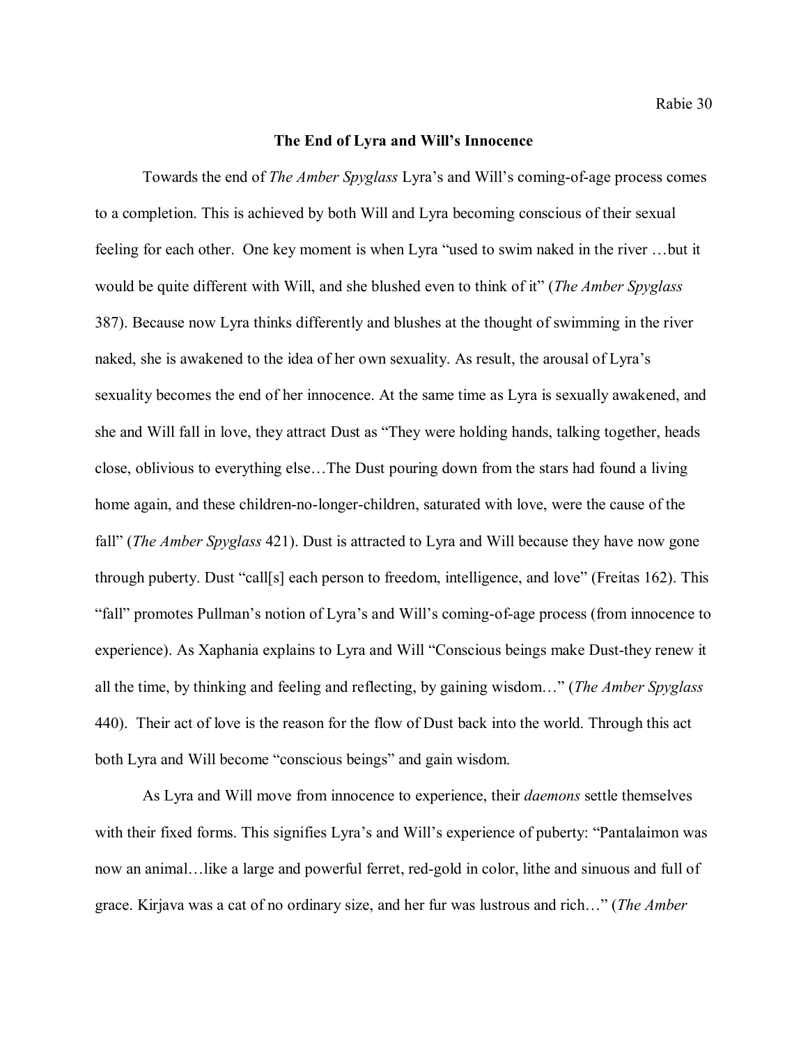## The End of Lyra and Will's Innocence

Towards the end of *The Amber Spyglass* Lyra's and Will's coming-of-age process comes to a completion. This is achieved by both Will and Lyra becoming conscious of their sexual feeling for each other. One key moment is when Lyra "used to swim naked in the river …but it would be quite different with Will, and she blushed even to think of it" (*The Amber Spyglass* 387). Because now Lyra thinks differently and blushes at the thought of swimming in the river naked, she is awakened to the idea of her own sexuality. As result, the arousal of Lyra's sexuality becomes the end of her innocence. At the same time as Lyra is sexually awakened, and she and Will fall in love, they attract Dust as "They were holding hands, talking together, heads close, oblivious to everything else…The Dust pouring down from the stars had found a living home again, and these children-no-longer-children, saturated with love, were the cause of the fall" (*The Amber Spyglass* 421). Dust is attracted to Lyra and Will because they have now gone through puberty. Dust "call[s] each person to freedom, intelligence, and love" (Freitas 162). This "fall" promotes Pullman's notion of Lyra's and Will's coming-of-age process (from innocence to experience). As Xaphania explains to Lyra and Will "Conscious beings make Dust-they renew it all the time, by thinking and feeling and reflecting, by gaining wisdom…" (*The Amber Spyglass* 440). Their act of love is the reason for the flow of Dust back into the world. Through this act both Lyra and Will become "conscious beings" and gain wisdom.

As Lyra and Will move from innocence to experience, their *daemons* settle themselves with their fixed forms. This signifies Lyra's and Will's experience of puberty: "Pantalaimon was now an animal…like a large and powerful ferret, red-gold in color, lithe and sinuous and full of grace. Kirjava was a cat of no ordinary size, and her fur was lustrous and rich…" (*The Amber*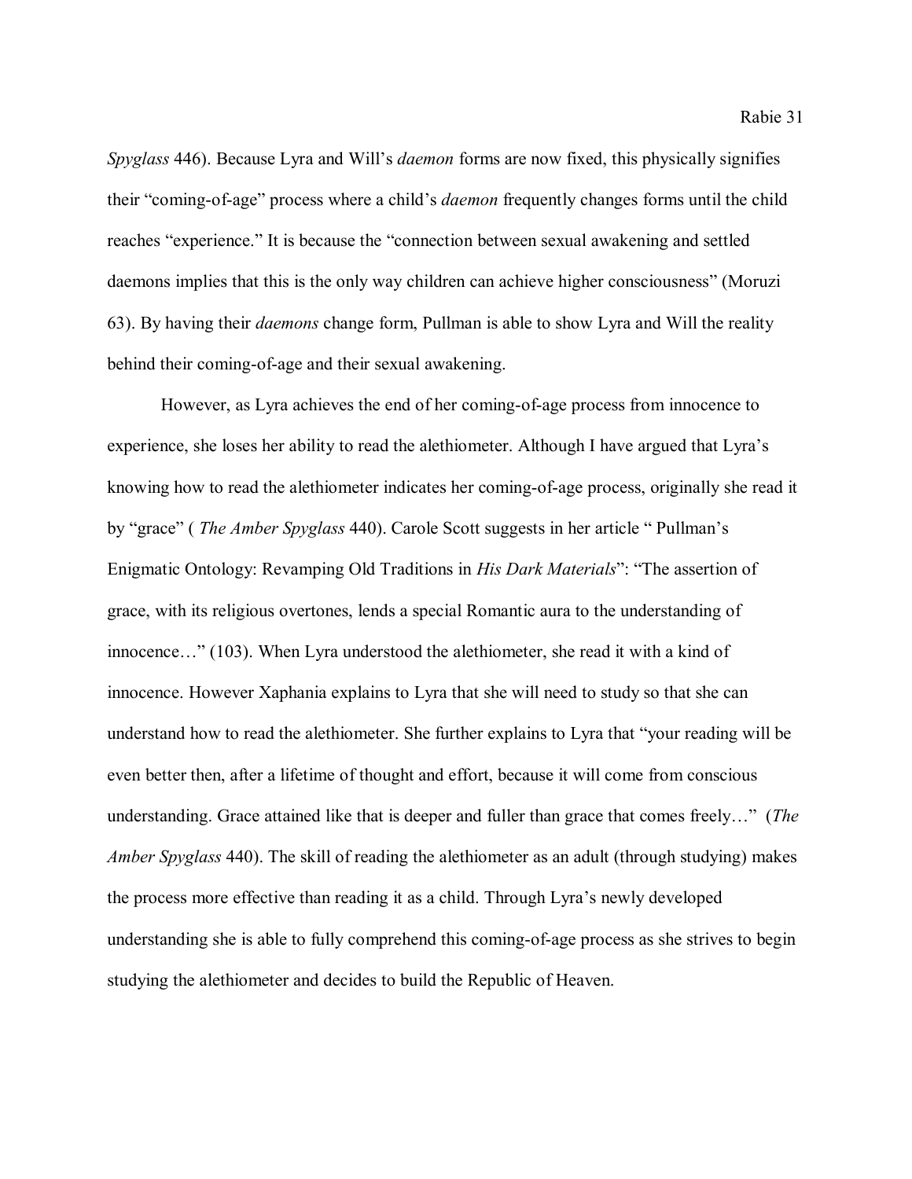*Spyglass* 446). Because Lyra and Will's *daemon* forms are now fixed, this physically signifies their "coming-of-age" process where a child's *daemon* frequently changes forms until the child reaches "experience." It is because the "connection between sexual awakening and settled daemons implies that this is the only way children can achieve higher consciousness" (Moruzi 63). By having their *daemons* change form, Pullman is able to show Lyra and Will the reality behind their coming-of-age and their sexual awakening.

However, as Lyra achieves the end of her coming-of-age process from innocence to experience, she loses her ability to read the alethiometer. Although I have argued that Lyra's knowing how to read the alethiometer indicates her coming-of-age process, originally she read it by "grace" ( *The Amber Spyglass* 440). Carole Scott suggests in her article " Pullman's Enigmatic Ontology: Revamping Old Traditions in *His Dark Materials*": "The assertion of grace, with its religious overtones, lends a special Romantic aura to the understanding of innocence…" (103). When Lyra understood the alethiometer, she read it with a kind of innocence. However Xaphania explains to Lyra that she will need to study so that she can understand how to read the alethiometer. She further explains to Lyra that "your reading will be even better then, after a lifetime of thought and effort, because it will come from conscious understanding. Grace attained like that is deeper and fuller than grace that comes freely…" (*The Amber Spyglass* 440). The skill of reading the alethiometer as an adult (through studying) makes the process more effective than reading it as a child. Through Lyra's newly developed understanding she is able to fully comprehend this coming-of-age process as she strives to begin studying the alethiometer and decides to build the Republic of Heaven.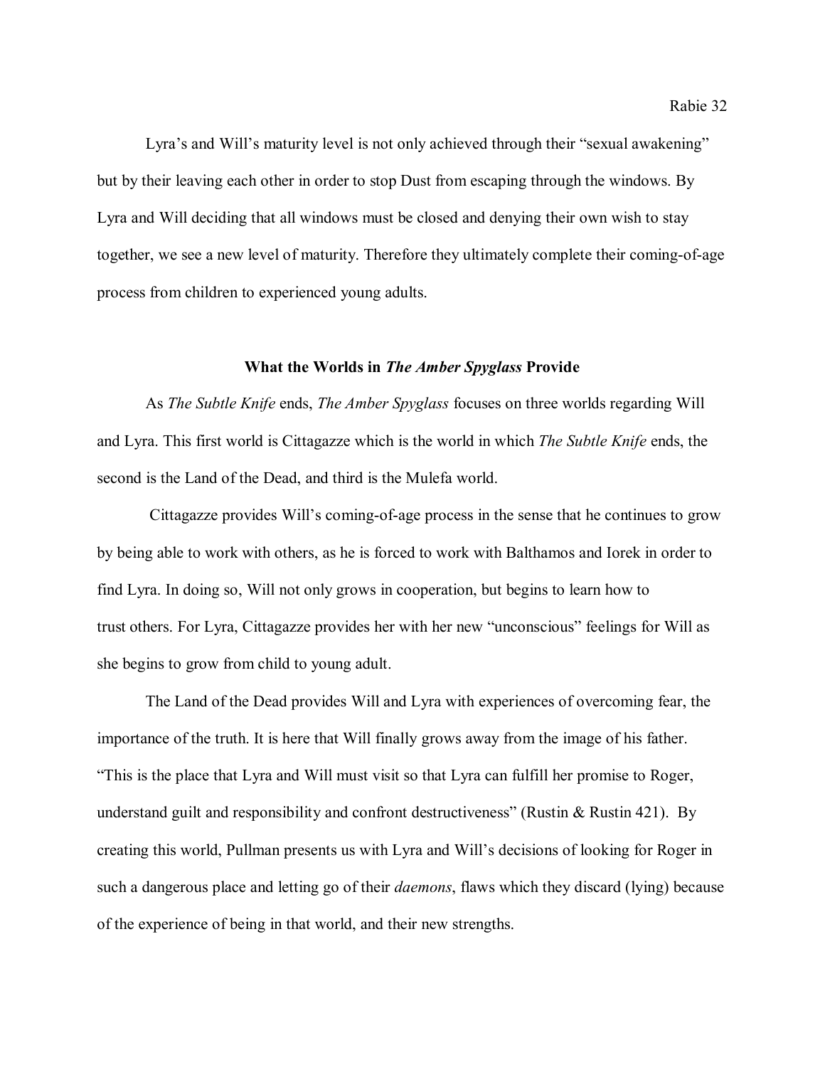Lyra's and Will's maturity level is not only achieved through their "sexual awakening" but by their leaving each other in order to stop Dust from escaping through the windows. By Lyra and Will deciding that all windows must be closed and denying their own wish to stay together, we see a new level of maturity. Therefore they ultimately complete their coming-of-age process from children to experienced young adults.

## What the Worlds in *The Amber Spyglass* Provide

As *The Subtle Knife* ends, *The Amber Spyglass* focuses on three worlds regarding Will and Lyra. This first world is Cittagazze which is the world in which *The Subtle Knife* ends, the second is the Land of the Dead, and third is the Mulefa world.

Cittagazze provides Will's coming-of-age process in the sense that he continues to grow by being able to work with others, as he is forced to work with Balthamos and Iorek in order to find Lyra. In doing so, Will not only grows in cooperation, but begins to learn how to trust others. For Lyra, Cittagazze provides her with her new "unconscious" feelings for Will as she begins to grow from child to young adult.

The Land of the Dead provides Will and Lyra with experiences of overcoming fear, the importance of the truth. It is here that Will finally grows away from the image of his father. "This is the place that Lyra and Will must visit so that Lyra can fulfill her promise to Roger, understand guilt and responsibility and confront destructiveness" (Rustin & Rustin 421). By creating this world, Pullman presents us with Lyra and Will's decisions of looking for Roger in such a dangerous place and letting go of their *daemons*, flaws which they discard (lying) because of the experience of being in that world, and their new strengths.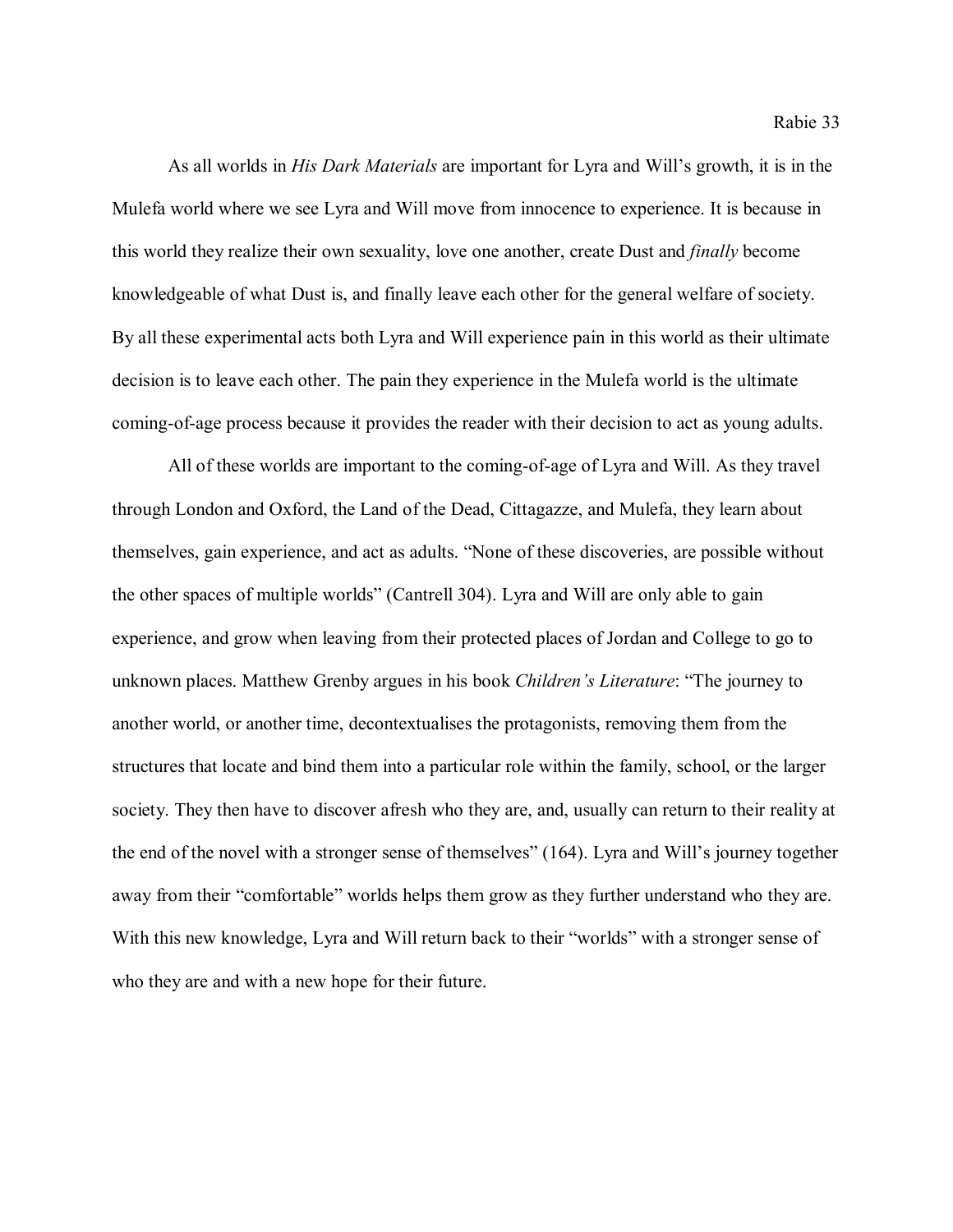As all worlds in *His Dark Materials* are important for Lyra and Will's growth, it is in the Mulefa world where we see Lyra and Will move from innocence to experience. It is because in this world they realize their own sexuality, love one another, create Dust and *finally* become knowledgeable of what Dust is, and finally leave each other for the general welfare of society. By all these experimental acts both Lyra and Will experience pain in this world as their ultimate decision is to leave each other. The pain they experience in the Mulefa world is the ultimate coming-of-age process because it provides the reader with their decision to act as young adults.

All of these worlds are important to the coming-of-age of Lyra and Will. As they travel through London and Oxford, the Land of the Dead, Cittagazze, and Mulefa, they learn about themselves, gain experience, and act as adults. "None of these discoveries, are possible without the other spaces of multiple worlds" (Cantrell 304). Lyra and Will are only able to gain experience, and grow when leaving from their protected places of Jordan and College to go to unknown places. Matthew Grenby argues in his book *Children's Literature*: "The journey to another world, or another time, decontextualises the protagonists, removing them from the structures that locate and bind them into a particular role within the family, school, or the larger society. They then have to discover afresh who they are, and, usually can return to their reality at the end of the novel with a stronger sense of themselves" (164). Lyra and Will's journey together away from their "comfortable" worlds helps them grow as they further understand who they are. With this new knowledge, Lyra and Will return back to their "worlds" with a stronger sense of who they are and with a new hope for their future.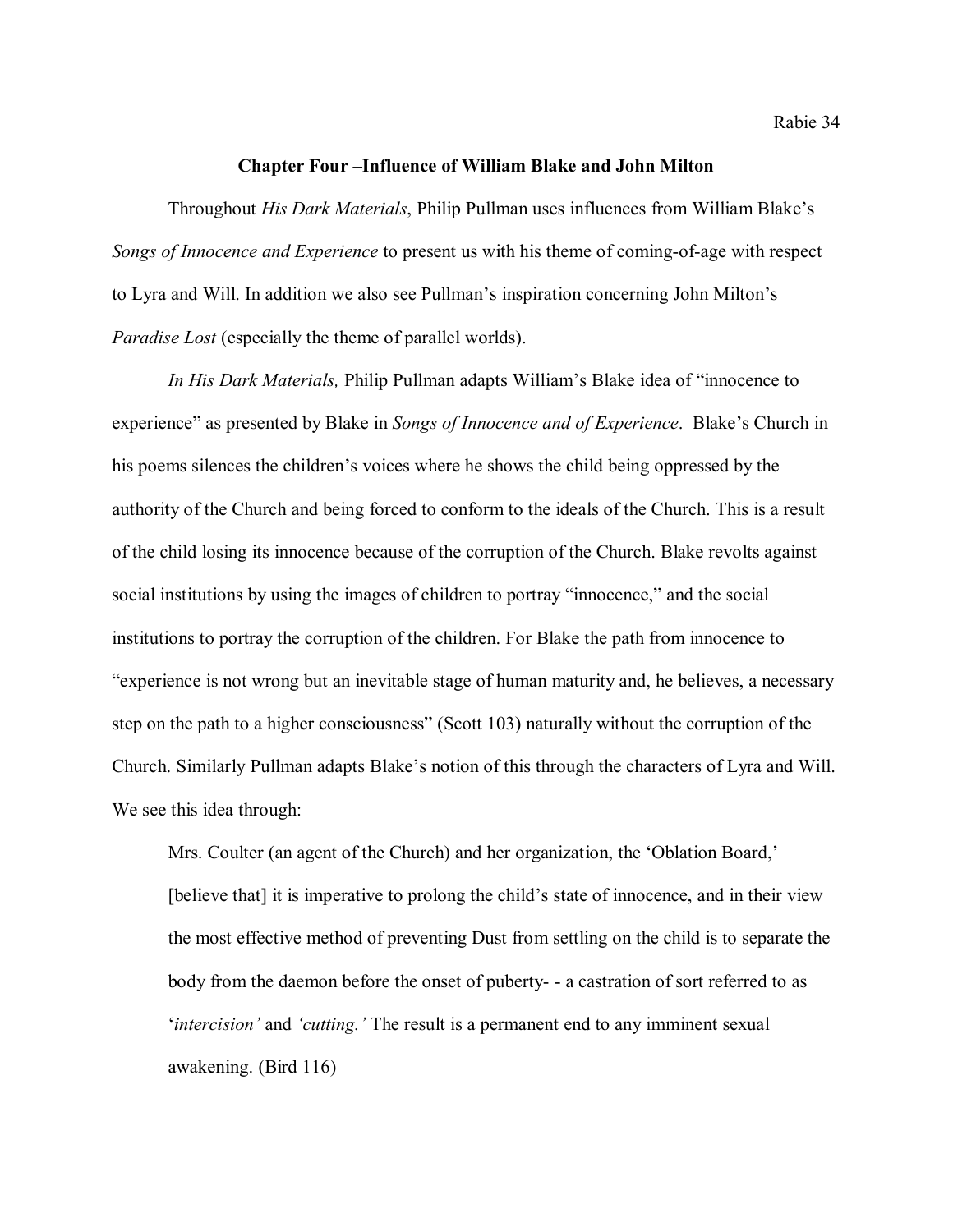## Chapter Four –Influence of William Blake and John Milton

Throughout *His Dark Materials*, Philip Pullman uses influences from William Blake's *Songs of Innocence and Experience* to present us with his theme of coming-of-age with respect to Lyra and Will. In addition we also see Pullman's inspiration concerning John Milton's *Paradise Lost* (especially the theme of parallel worlds).

*In His Dark Materials,* Philip Pullman adapts William's Blake idea of "innocence to experience" as presented by Blake in *Songs of Innocence and of Experience*. Blake's Church in his poems silences the children's voices where he shows the child being oppressed by the authority of the Church and being forced to conform to the ideals of the Church. This is a result of the child losing its innocence because of the corruption of the Church. Blake revolts against social institutions by using the images of children to portray "innocence," and the social institutions to portray the corruption of the children. For Blake the path from innocence to "experience is not wrong but an inevitable stage of human maturity and, he believes, a necessary step on the path to a higher consciousness" (Scott 103) naturally without the corruption of the Church. Similarly Pullman adapts Blake's notion of this through the characters of Lyra and Will. We see this idea through:

> Mrs. Coulter (an agent of the Church) and her organization, the 'Oblation Board,' [believe that] it is imperative to prolong the child's state of innocence, and in their view the most effective method of preventing Dust from settling on the child is to separate the body from the daemon before the onset of puberty- - a castration of sort referred to as '*intercision'* and *'cutting.'* The result is a permanent end to any imminent sexual awakening. (Bird 116)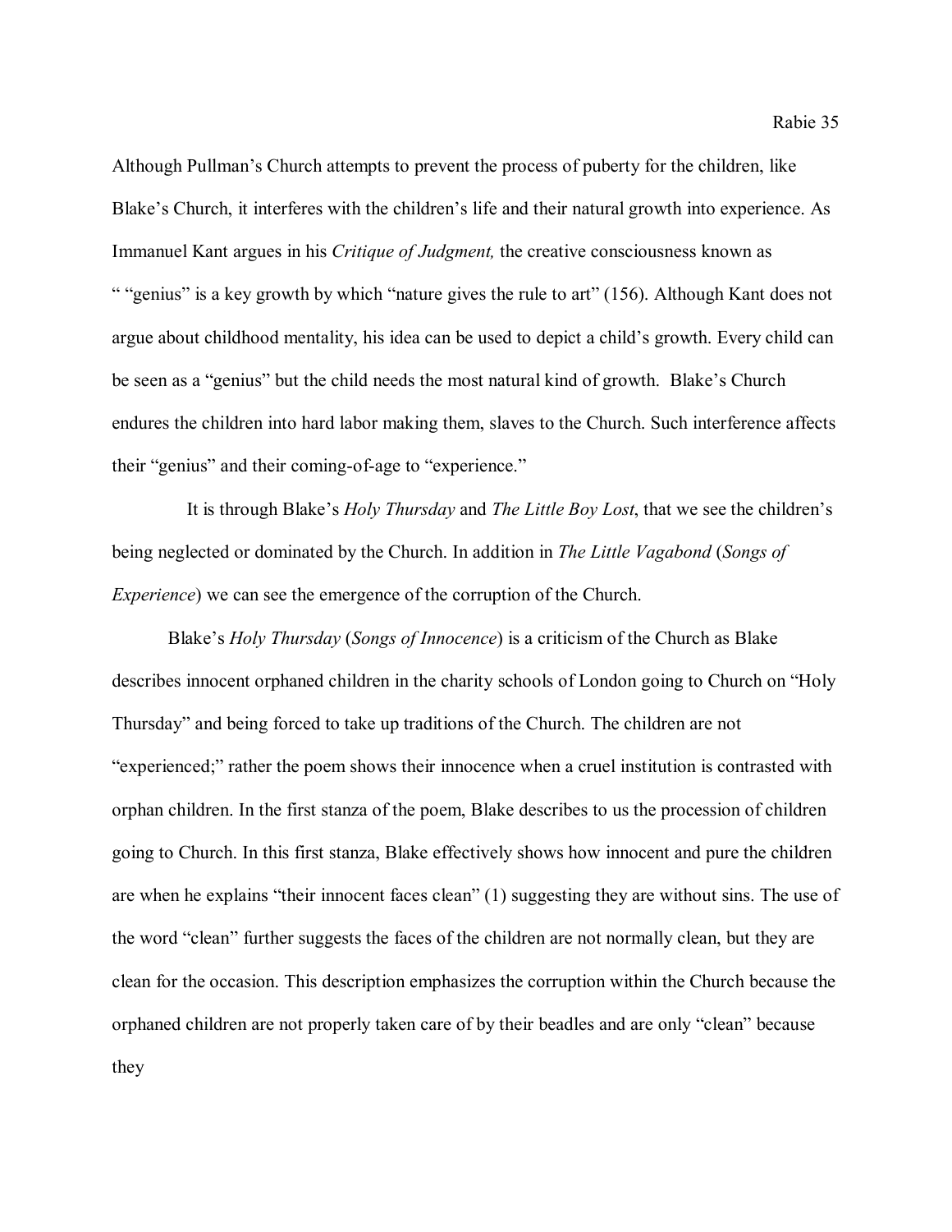Although Pullman's Church attempts to prevent the process of puberty for the children, like Blake's Church, it interferes with the children's life and their natural growth into experience. As Immanuel Kant argues in his *Critique of Judgment,* the creative consciousness known as " "genius" is a key growth by which "nature gives the rule to art" (156). Although Kant does not argue about childhood mentality, his idea can be used to depict a child's growth. Every child can be seen as a "genius" but the child needs the most natural kind of growth. Blake's Church endures the children into hard labor making them, slaves to the Church. Such interference affects their "genius" and their coming-of-age to "experience."

It is through Blake's *Holy Thursday* and *The Little Boy Lost*, that we see the children's being neglected or dominated by the Church. In addition in *The Little Vagabond* (*Songs of Experience*) we can see the emergence of the corruption of the Church.

Blake's *Holy Thursday* (*Songs of Innocence*) is a criticism of the Church as Blake describes innocent orphaned children in the charity schools of London going to Church on "Holy Thursday" and being forced to take up traditions of the Church. The children are not "experienced;" rather the poem shows their innocence when a cruel institution is contrasted with orphan children. In the first stanza of the poem, Blake describes to us the procession of children going to Church. In this first stanza, Blake effectively shows how innocent and pure the children are when he explains "their innocent faces clean" (1) suggesting they are without sins. The use of the word "clean" further suggests the faces of the children are not normally clean, but they are clean for the occasion. This description emphasizes the corruption within the Church because the orphaned children are not properly taken care of by their beadles and are only "clean" because they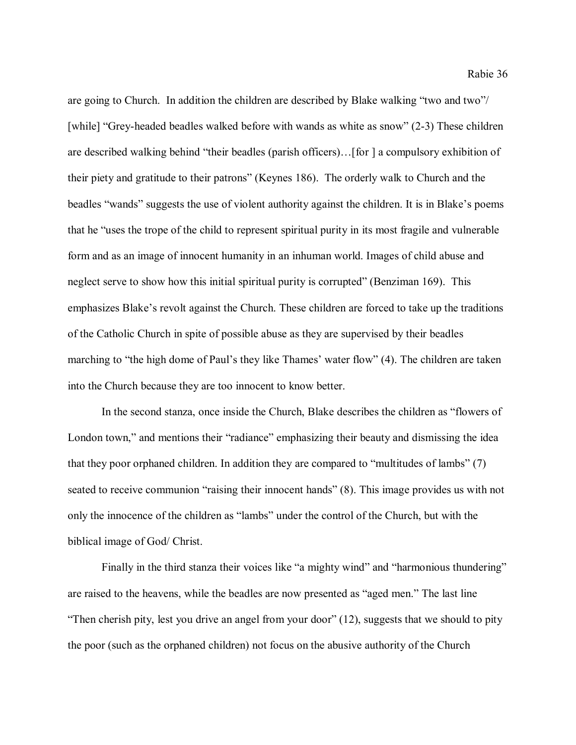are going to Church. In addition the children are described by Blake walking "two and two"/ [while] "Grey-headed beadles walked before with wands as white as snow" (2-3) These children are described walking behind "their beadles (parish officers)…[for ] a compulsory exhibition of their piety and gratitude to their patrons" (Keynes 186). The orderly walk to Church and the beadles "wands" suggests the use of violent authority against the children. It is in Blake's poems that he "uses the trope of the child to represent spiritual purity in its most fragile and vulnerable form and as an image of innocent humanity in an inhuman world. Images of child abuse and neglect serve to show how this initial spiritual purity is corrupted" (Benziman 169). This emphasizes Blake's revolt against the Church. These children are forced to take up the traditions of the Catholic Church in spite of possible abuse as they are supervised by their beadles marching to "the high dome of Paul's they like Thames' water flow" (4). The children are taken into the Church because they are too innocent to know better.

In the second stanza, once inside the Church, Blake describes the children as "flowers of London town," and mentions their "radiance" emphasizing their beauty and dismissing the idea that they poor orphaned children. In addition they are compared to "multitudes of lambs" (7) seated to receive communion "raising their innocent hands" (8). This image provides us with not only the innocence of the children as "lambs" under the control of the Church, but with the biblical image of God/ Christ.

Finally in the third stanza their voices like "a mighty wind" and "harmonious thundering" are raised to the heavens, while the beadles are now presented as "aged men." The last line "Then cherish pity, lest you drive an angel from your door" (12), suggests that we should to pity the poor (such as the orphaned children) not focus on the abusive authority of the Church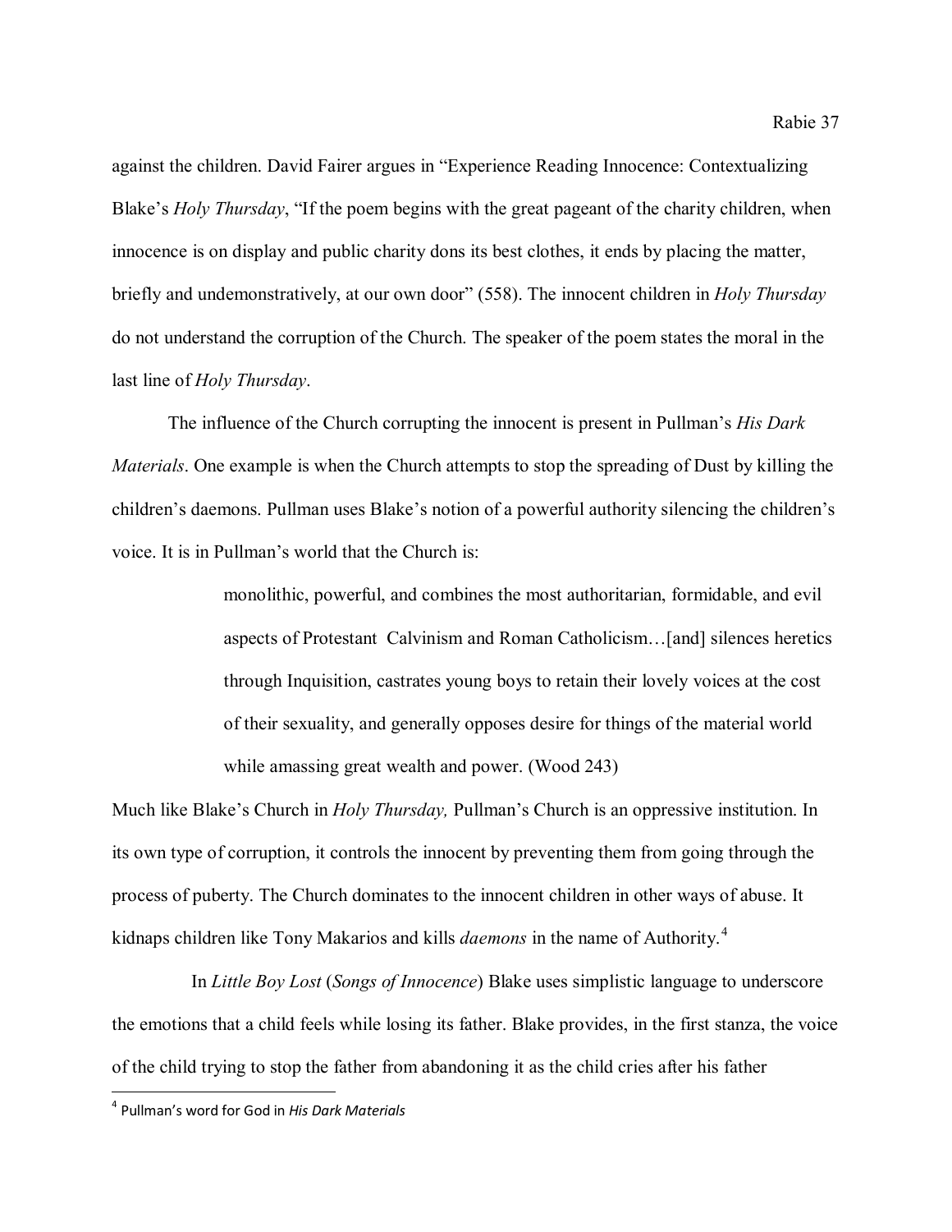against the children. David Fairer argues in "Experience Reading Innocence: Contextualizing Blake's *Holy Thursday*, "If the poem begins with the great pageant of the charity children, when innocence is on display and public charity dons its best clothes, it ends by placing the matter, briefly and undemonstratively, at our own door" (558). The innocent children in *Holy Thursday* do not understand the corruption of the Church. The speaker of the poem states the moral in the last line of *Holy Thursday*.

The influence of the Church corrupting the innocent is present in Pullman's *His Dark Materials*. One example is when the Church attempts to stop the spreading of Dust by killing the children's daemons. Pullman uses Blake's notion of a powerful authority silencing the children's voice. It is in Pullman's world that the Church is:

> monolithic, powerful, and combines the most authoritarian, formidable, and evil aspects of Protestant Calvinism and Roman Catholicism…[and] silences heretics through Inquisition, castrates young boys to retain their lovely voices at the cost of their sexuality, and generally opposes desire for things of the material world while amassing great wealth and power. (Wood 243)

Much like Blake's Church in *Holy Thursday,* Pullman's Church is an oppressive institution. In its own type of corruption, it controls the innocent by preventing them from going through the process of puberty. The Church dominates to the innocent children in other ways of abuse. It kidnaps children like Tony Makarios and kills *daemons* in the name of Authority.[4]

In *Little Boy Lost* (*Songs of Innocence*) Blake uses simplistic language to underscore the emotions that a child feels while losing its father. Blake provides, in the first stanza, the voice of the child trying to stop the father from abandoning it as the child cries after his father

[4] Pullman's word for God in *His Dark Materials*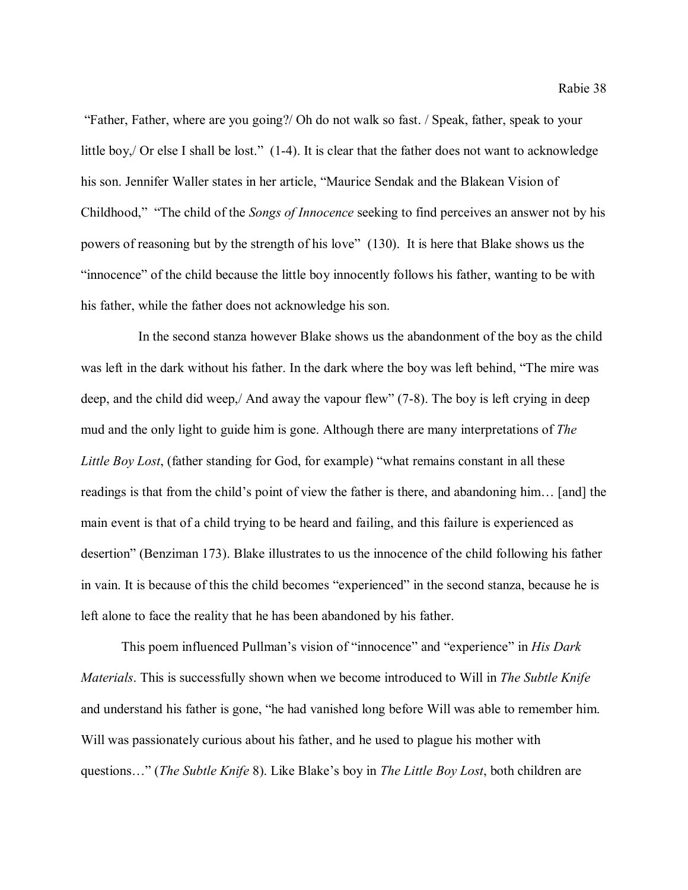"Father, Father, where are you going?/ Oh do not walk so fast. / Speak, father, speak to your little boy,/ Or else I shall be lost." (1-4). It is clear that the father does not want to acknowledge his son. Jennifer Waller states in her article, "Maurice Sendak and the Blakean Vision of Childhood," "The child of the *Songs of Innocence* seeking to find perceives an answer not by his powers of reasoning but by the strength of his love" (130). It is here that Blake shows us the "innocence" of the child because the little boy innocently follows his father, wanting to be with his father, while the father does not acknowledge his son.

In the second stanza however Blake shows us the abandonment of the boy as the child was left in the dark without his father. In the dark where the boy was left behind, "The mire was deep, and the child did weep,/ And away the vapour flew" (7-8). The boy is left crying in deep mud and the only light to guide him is gone. Although there are many interpretations of *The Little Boy Lost*, (father standing for God, for example) "what remains constant in all these readings is that from the child's point of view the father is there, and abandoning him… [and] the main event is that of a child trying to be heard and failing, and this failure is experienced as desertion" (Benziman 173). Blake illustrates to us the innocence of the child following his father in vain. It is because of this the child becomes "experienced" in the second stanza, because he is left alone to face the reality that he has been abandoned by his father.

This poem influenced Pullman's vision of "innocence" and "experience" in *His Dark Materials*. This is successfully shown when we become introduced to Will in *The Subtle Knife* and understand his father is gone, "he had vanished long before Will was able to remember him. Will was passionately curious about his father, and he used to plague his mother with questions…" (*The Subtle Knife* 8). Like Blake's boy in *The Little Boy Lost*, both children are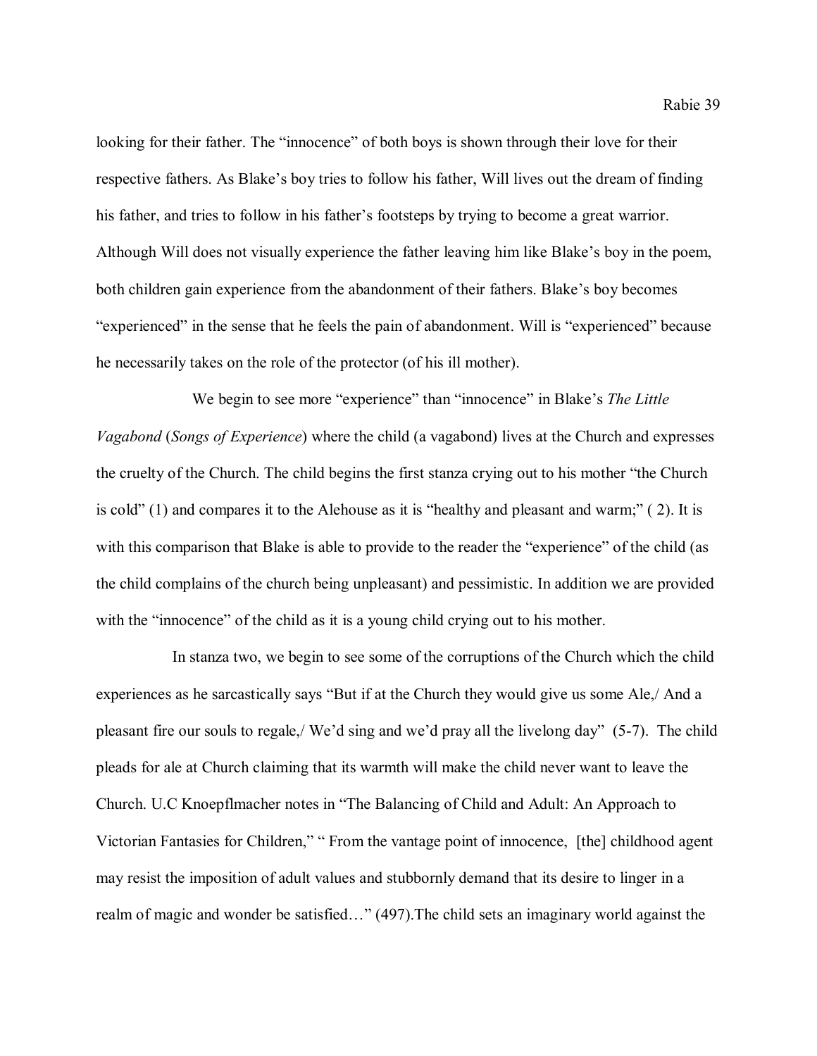looking for their father. The "innocence" of both boys is shown through their love for their respective fathers. As Blake's boy tries to follow his father, Will lives out the dream of finding his father, and tries to follow in his father's footsteps by trying to become a great warrior. Although Will does not visually experience the father leaving him like Blake's boy in the poem, both children gain experience from the abandonment of their fathers. Blake's boy becomes "experienced" in the sense that he feels the pain of abandonment. Will is "experienced" because he necessarily takes on the role of the protector (of his ill mother).

We begin to see more "experience" than "innocence" in Blake's *The Little Vagabond* (*Songs of Experience*) where the child (a vagabond) lives at the Church and expresses the cruelty of the Church. The child begins the first stanza crying out to his mother "the Church is cold" (1) and compares it to the Alehouse as it is "healthy and pleasant and warm;" ( 2). It is with this comparison that Blake is able to provide to the reader the "experience" of the child (as the child complains of the church being unpleasant) and pessimistic. In addition we are provided with the "innocence" of the child as it is a young child crying out to his mother.

In stanza two, we begin to see some of the corruptions of the Church which the child experiences as he sarcastically says "But if at the Church they would give us some Ale,/ And a pleasant fire our souls to regale,/ We'd sing and we'd pray all the livelong day" (5-7). The child pleads for ale at Church claiming that its warmth will make the child never want to leave the Church. U.C Knoepflmacher notes in "The Balancing of Child and Adult: An Approach to Victorian Fantasies for Children," " From the vantage point of innocence, [the] childhood agent may resist the imposition of adult values and stubbornly demand that its desire to linger in a realm of magic and wonder be satisfied…" (497).The child sets an imaginary world against the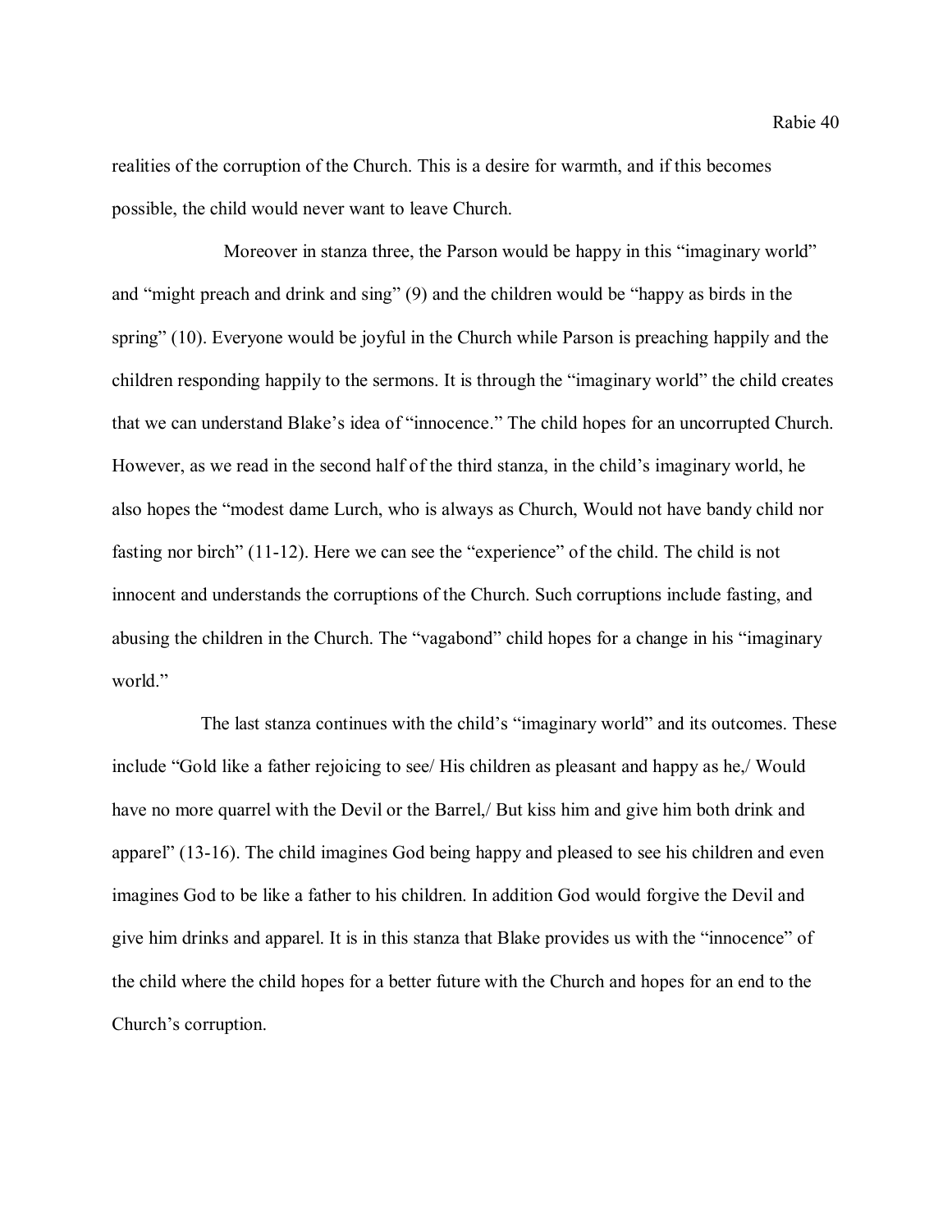realities of the corruption of the Church. This is a desire for warmth, and if this becomes possible, the child would never want to leave Church.

Moreover in stanza three, the Parson would be happy in this "imaginary world" and "might preach and drink and sing" (9) and the children would be "happy as birds in the spring" (10). Everyone would be joyful in the Church while Parson is preaching happily and the children responding happily to the sermons. It is through the "imaginary world" the child creates that we can understand Blake's idea of "innocence." The child hopes for an uncorrupted Church. However, as we read in the second half of the third stanza, in the child's imaginary world, he also hopes the "modest dame Lurch, who is always as Church, Would not have bandy child nor fasting nor birch" (11-12). Here we can see the "experience" of the child. The child is not innocent and understands the corruptions of the Church. Such corruptions include fasting, and abusing the children in the Church. The "vagabond" child hopes for a change in his "imaginary world."

The last stanza continues with the child's "imaginary world" and its outcomes. These include "Gold like a father rejoicing to see/ His children as pleasant and happy as he,/ Would have no more quarrel with the Devil or the Barrel,/ But kiss him and give him both drink and apparel" (13-16). The child imagines God being happy and pleased to see his children and even imagines God to be like a father to his children. In addition God would forgive the Devil and give him drinks and apparel. It is in this stanza that Blake provides us with the "innocence" of the child where the child hopes for a better future with the Church and hopes for an end to the Church's corruption.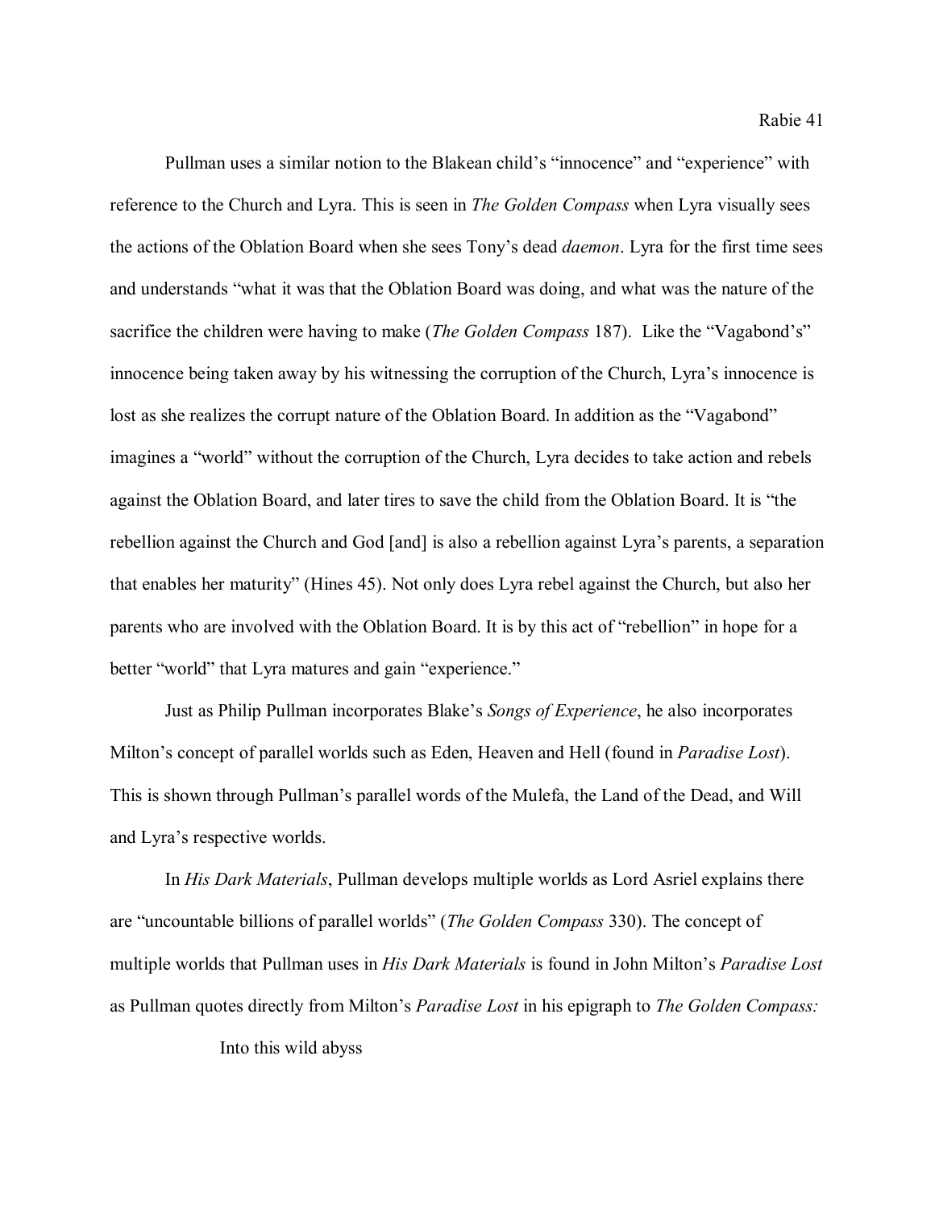Pullman uses a similar notion to the Blakean child's "innocence" and "experience" with reference to the Church and Lyra. This is seen in *The Golden Compass* when Lyra visually sees the actions of the Oblation Board when she sees Tony's dead *daemon*. Lyra for the first time sees and understands "what it was that the Oblation Board was doing, and what was the nature of the sacrifice the children were having to make (*The Golden Compass* 187). Like the "Vagabond's" innocence being taken away by his witnessing the corruption of the Church, Lyra's innocence is lost as she realizes the corrupt nature of the Oblation Board. In addition as the "Vagabond" imagines a "world" without the corruption of the Church, Lyra decides to take action and rebels against the Oblation Board, and later tires to save the child from the Oblation Board. It is "the rebellion against the Church and God [and] is also a rebellion against Lyra's parents, a separation that enables her maturity" (Hines 45). Not only does Lyra rebel against the Church, but also her parents who are involved with the Oblation Board. It is by this act of "rebellion" in hope for a better "world" that Lyra matures and gain "experience."

Just as Philip Pullman incorporates Blake's *Songs of Experience*, he also incorporates Milton's concept of parallel worlds such as Eden, Heaven and Hell (found in *Paradise Lost*). This is shown through Pullman's parallel words of the Mulefa, the Land of the Dead, and Will and Lyra's respective worlds.

In *His Dark Materials*, Pullman develops multiple worlds as Lord Asriel explains there are "uncountable billions of parallel worlds" (*The Golden Compass* 330). The concept of multiple worlds that Pullman uses in *His Dark Materials* is found in John Milton's *Paradise Lost* as Pullman quotes directly from Milton's *Paradise Lost* in his epigraph to *The Golden Compass:*

> Into this wild abyss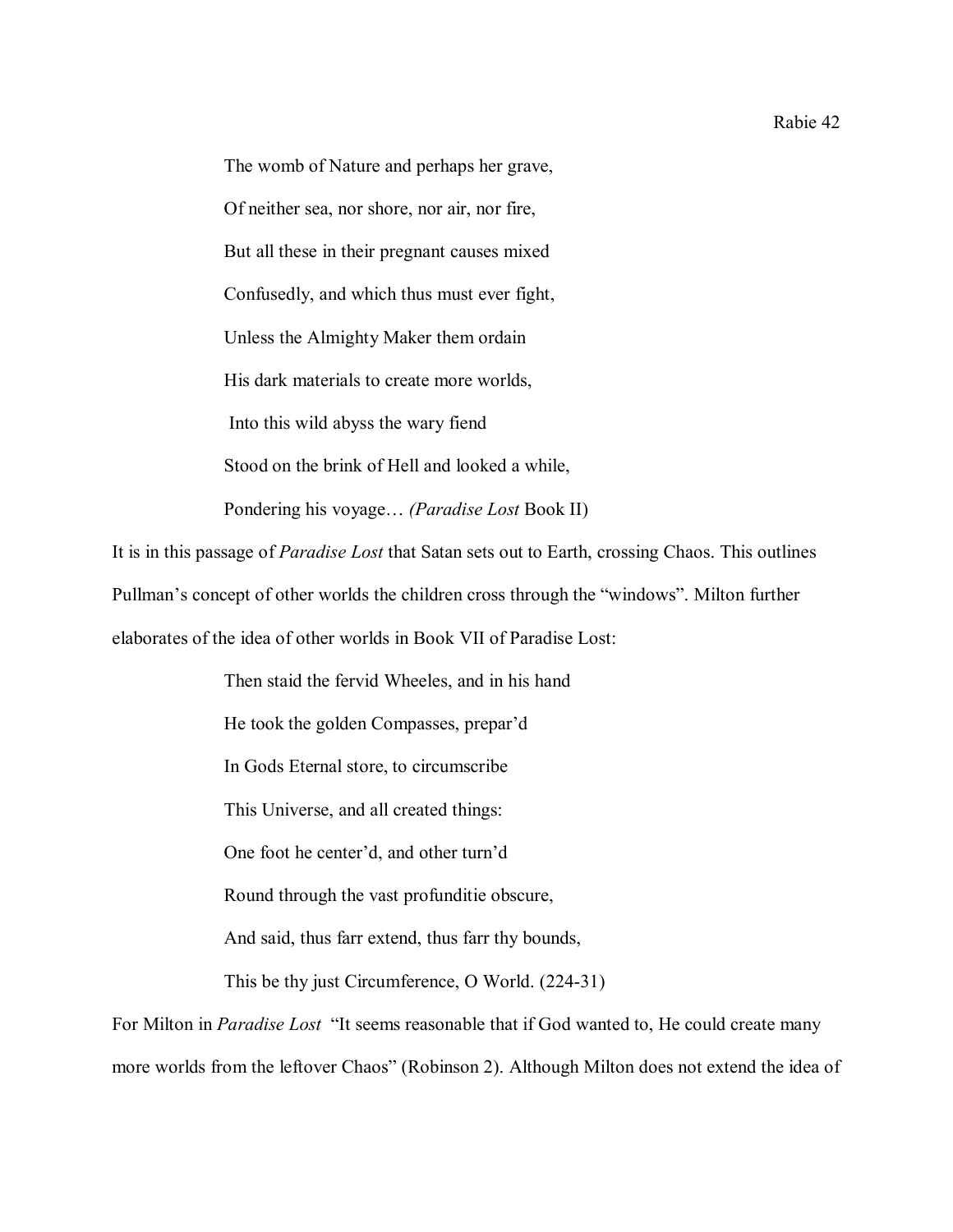> The womb of Nature and perhaps her grave,
>
> Of neither sea, nor shore, nor air, nor fire,
>
> But all these in their pregnant causes mixed
>
> Confusedly, and which thus must ever fight,
>
> Unless the Almighty Maker them ordain
>
> His dark materials to create more worlds,
>
> Into this wild abyss the wary fiend
>
> Stood on the brink of Hell and looked a while,
>
> Pondering his voyage… *(Paradise Lost* Book II)

It is in this passage of *Paradise Lost* that Satan sets out to Earth, crossing Chaos. This outlines Pullman's concept of other worlds the children cross through the "windows". Milton further elaborates of the idea of other worlds in Book VII of Paradise Lost:

> Then staid the fervid Wheeles, and in his hand
>
> He took the golden Compasses, prepar'd
>
> In Gods Eternal store, to circumscribe
>
> This Universe, and all created things:
>
> One foot he center'd, and other turn'd
>
> Round through the vast profunditie obscure,
>
> And said, thus farr extend, thus farr thy bounds,
>
> This be thy just Circumference, O World. (224-31)

For Milton in *Paradise Lost* "It seems reasonable that if God wanted to, He could create many more worlds from the leftover Chaos" (Robinson 2). Although Milton does not extend the idea of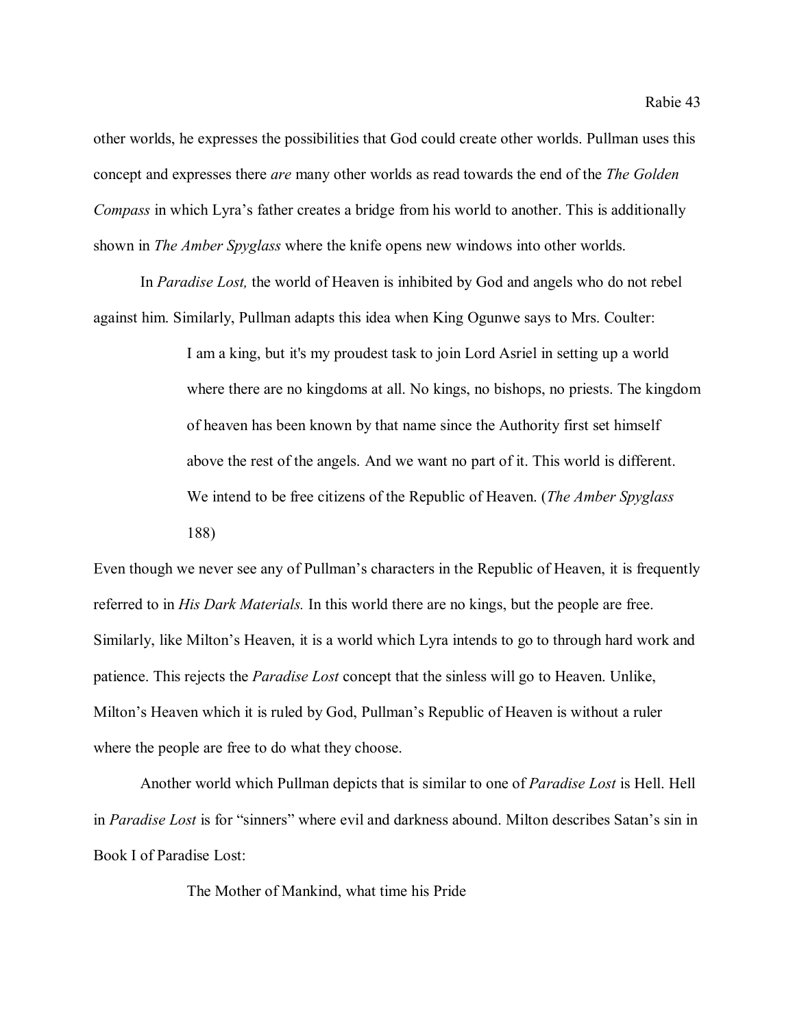other worlds, he expresses the possibilities that God could create other worlds. Pullman uses this concept and expresses there *are* many other worlds as read towards the end of the *The Golden Compass* in which Lyra's father creates a bridge from his world to another. This is additionally shown in *The Amber Spyglass* where the knife opens new windows into other worlds.

In *Paradise Lost,* the world of Heaven is inhibited by God and angels who do not rebel against him. Similarly, Pullman adapts this idea when King Ogunwe says to Mrs. Coulter:

> I am a king, but it's my proudest task to join Lord Asriel in setting up a world where there are no kingdoms at all. No kings, no bishops, no priests. The kingdom of heaven has been known by that name since the Authority first set himself above the rest of the angels. And we want no part of it. This world is different. We intend to be free citizens of the Republic of Heaven. (*The Amber Spyglass* 188)

Even though we never see any of Pullman's characters in the Republic of Heaven, it is frequently referred to in *His Dark Materials.* In this world there are no kings, but the people are free. Similarly, like Milton's Heaven, it is a world which Lyra intends to go to through hard work and patience. This rejects the *Paradise Lost* concept that the sinless will go to Heaven. Unlike, Milton's Heaven which it is ruled by God, Pullman's Republic of Heaven is without a ruler where the people are free to do what they choose.

Another world which Pullman depicts that is similar to one of *Paradise Lost* is Hell. Hell in *Paradise Lost* is for "sinners" where evil and darkness abound. Milton describes Satan's sin in Book I of Paradise Lost:

> The Mother of Mankind, what time his Pride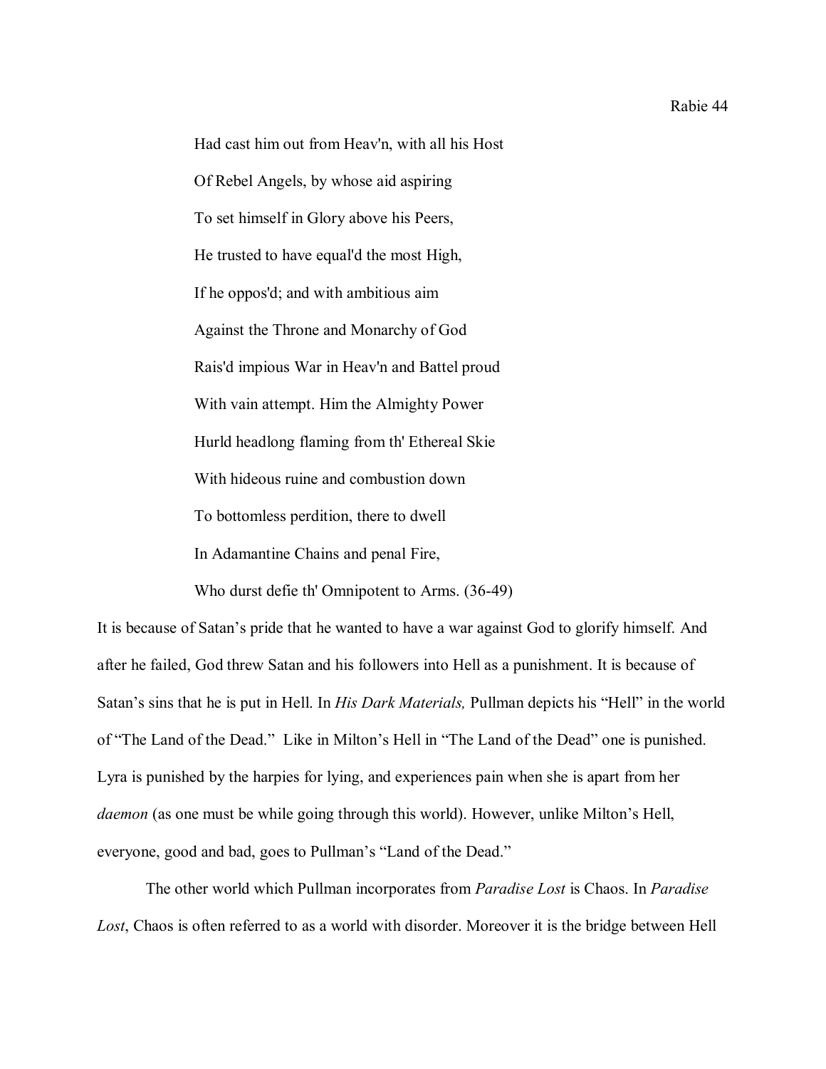> Had cast him out from Heav'n, with all his Host
> Of Rebel Angels, by whose aid aspiring
> To set himself in Glory above his Peers,
> He trusted to have equal'd the most High,
> If he oppos'd; and with ambitious aim
> Against the Throne and Monarchy of God
> Rais'd impious War in Heav'n and Battel proud
> With vain attempt. Him the Almighty Power
> Hurld headlong flaming from th' Ethereal Skie
> With hideous ruine and combustion down
> To bottomless perdition, there to dwell
> In Adamantine Chains and penal Fire,
> Who durst defie th' Omnipotent to Arms. (36-49)

It is because of Satan's pride that he wanted to have a war against God to glorify himself. And after he failed, God threw Satan and his followers into Hell as a punishment. It is because of Satan's sins that he is put in Hell. In *His Dark Materials,* Pullman depicts his "Hell" in the world of "The Land of the Dead." Like in Milton's Hell in "The Land of the Dead" one is punished. Lyra is punished by the harpies for lying, and experiences pain when she is apart from her *daemon* (as one must be while going through this world). However, unlike Milton's Hell, everyone, good and bad, goes to Pullman's "Land of the Dead."

The other world which Pullman incorporates from *Paradise Lost* is Chaos. In *Paradise Lost*, Chaos is often referred to as a world with disorder. Moreover it is the bridge between Hell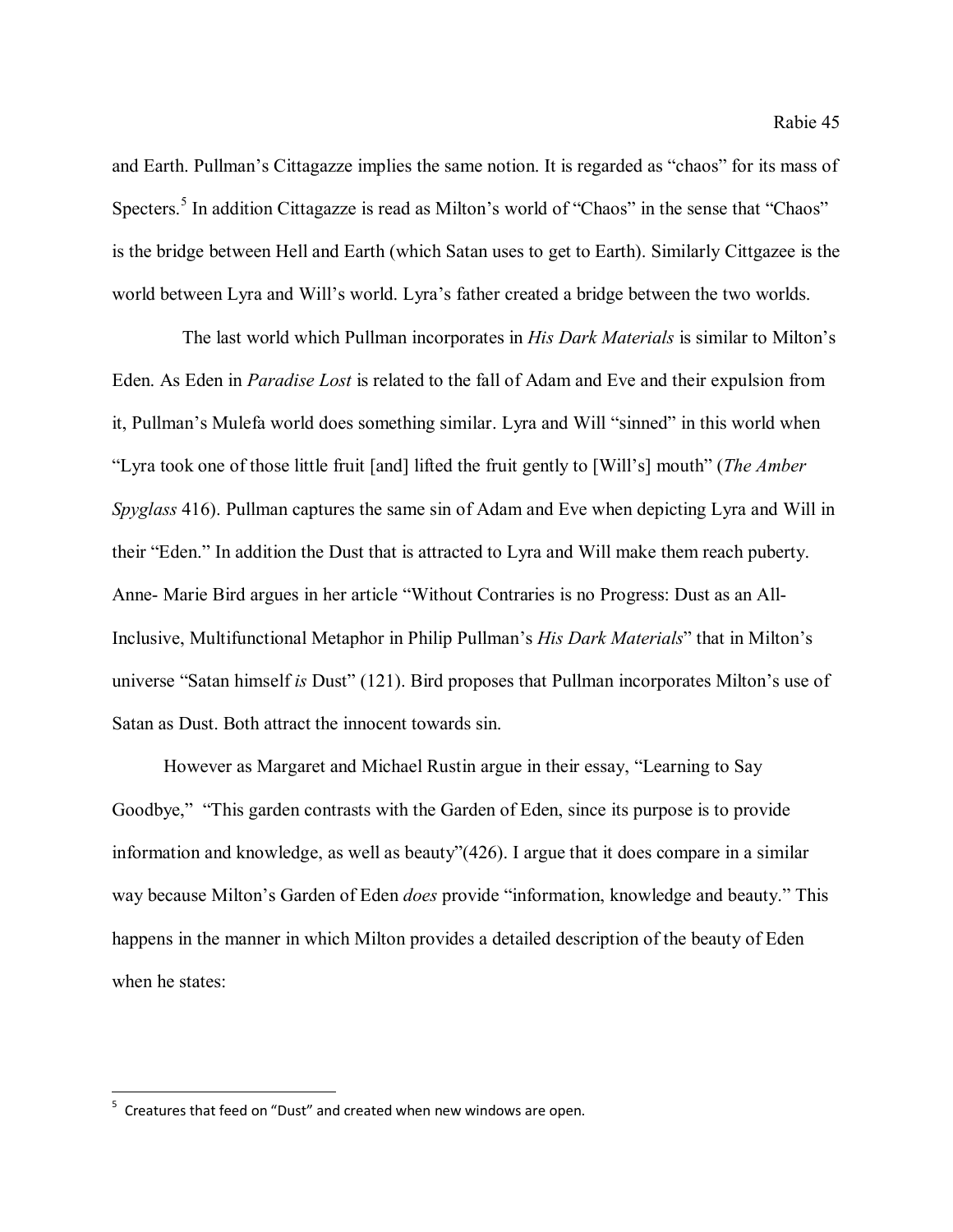and Earth. Pullman's Cittagazze implies the same notion. It is regarded as "chaos" for its mass of Specters.[5] In addition Cittagazze is read as Milton's world of "Chaos" in the sense that "Chaos" is the bridge between Hell and Earth (which Satan uses to get to Earth). Similarly Cittgazee is the world between Lyra and Will's world. Lyra's father created a bridge between the two worlds.

The last world which Pullman incorporates in *His Dark Materials* is similar to Milton's Eden. As Eden in *Paradise Lost* is related to the fall of Adam and Eve and their expulsion from it, Pullman's Mulefa world does something similar. Lyra and Will "sinned" in this world when "Lyra took one of those little fruit [and] lifted the fruit gently to [Will's] mouth" (*The Amber Spyglass* 416). Pullman captures the same sin of Adam and Eve when depicting Lyra and Will in their "Eden." In addition the Dust that is attracted to Lyra and Will make them reach puberty. Anne- Marie Bird argues in her article "Without Contraries is no Progress: Dust as an All-Inclusive, Multifunctional Metaphor in Philip Pullman's *His Dark Materials*" that in Milton's universe "Satan himself *is* Dust" (121). Bird proposes that Pullman incorporates Milton's use of Satan as Dust. Both attract the innocent towards sin.

However as Margaret and Michael Rustin argue in their essay, "Learning to Say Goodbye," "This garden contrasts with the Garden of Eden, since its purpose is to provide information and knowledge, as well as beauty"(426). I argue that it does compare in a similar way because Milton's Garden of Eden *does* provide "information, knowledge and beauty." This happens in the manner in which Milton provides a detailed description of the beauty of Eden when he states:

---

[5] Creatures that feed on "Dust" and created when new windows are open.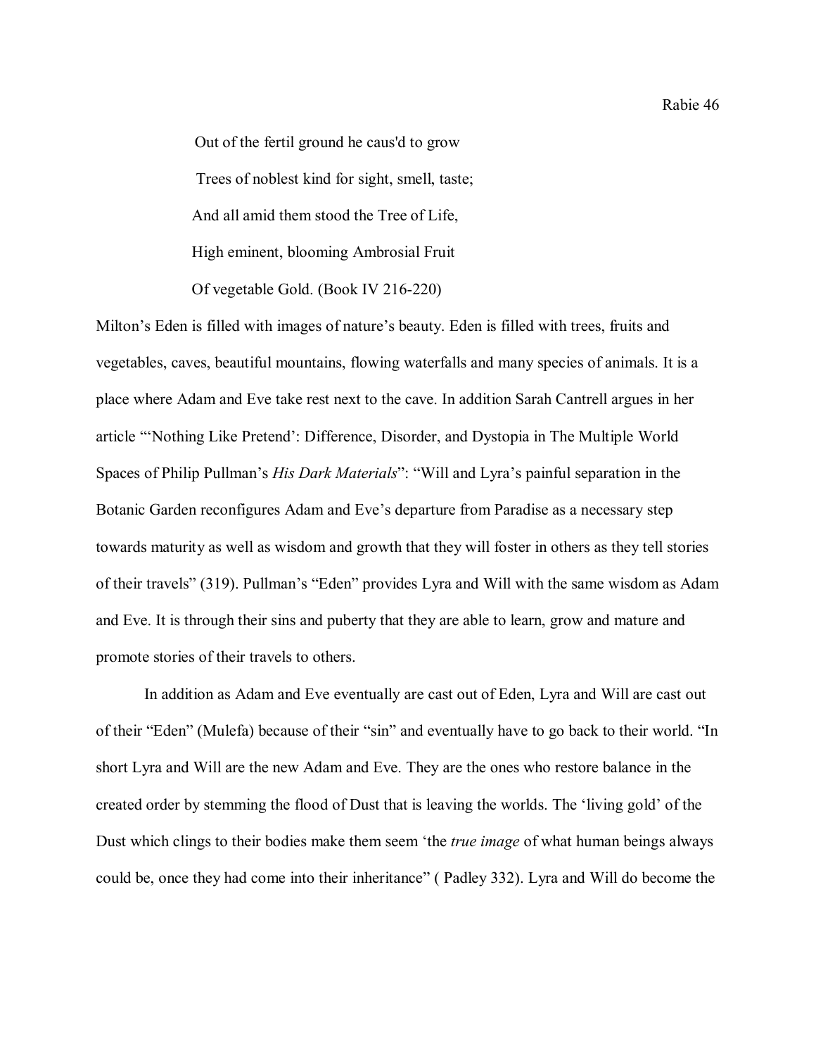Out of the fertil ground he caus'd to grow  
Trees of noblest kind for sight, smell, taste;  
And all amid them stood the Tree of Life,  
High eminent, blooming Ambrosial Fruit  
Of vegetable Gold. (Book IV 216-220)

Milton's Eden is filled with images of nature's beauty. Eden is filled with trees, fruits and vegetables, caves, beautiful mountains, flowing waterfalls and many species of animals. It is a place where Adam and Eve take rest next to the cave. In addition Sarah Cantrell argues in her article "'Nothing Like Pretend': Difference, Disorder, and Dystopia in The Multiple World Spaces of Philip Pullman's *His Dark Materials*": "Will and Lyra's painful separation in the Botanic Garden reconfigures Adam and Eve's departure from Paradise as a necessary step towards maturity as well as wisdom and growth that they will foster in others as they tell stories of their travels" (319). Pullman's "Eden" provides Lyra and Will with the same wisdom as Adam and Eve. It is through their sins and puberty that they are able to learn, grow and mature and promote stories of their travels to others.

In addition as Adam and Eve eventually are cast out of Eden, Lyra and Will are cast out of their "Eden" (Mulefa) because of their "sin" and eventually have to go back to their world. "In short Lyra and Will are the new Adam and Eve. They are the ones who restore balance in the created order by stemming the flood of Dust that is leaving the worlds. The 'living gold' of the Dust which clings to their bodies make them seem 'the *true image* of what human beings always could be, once they had come into their inheritance" ( Padley 332). Lyra and Will do become the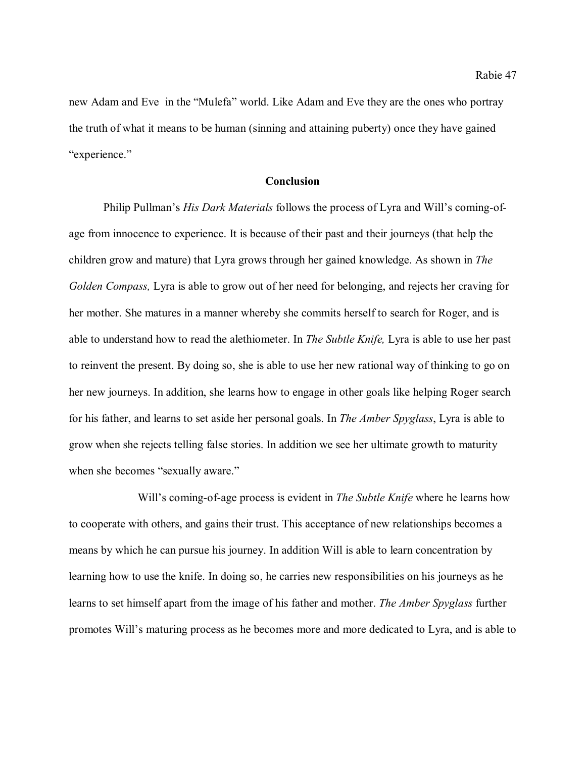new Adam and Eve  in the "Mulefa" world. Like Adam and Eve they are the ones who portray the truth of what it means to be human (sinning and attaining puberty) once they have gained "experience."

## Conclusion

Philip Pullman's *His Dark Materials* follows the process of Lyra and Will's coming-of-age from innocence to experience. It is because of their past and their journeys (that help the children grow and mature) that Lyra grows through her gained knowledge. As shown in *The Golden Compass,* Lyra is able to grow out of her need for belonging, and rejects her craving for her mother. She matures in a manner whereby she commits herself to search for Roger, and is able to understand how to read the alethiometer. In *The Subtle Knife,* Lyra is able to use her past to reinvent the present. By doing so, she is able to use her new rational way of thinking to go on her new journeys. In addition, she learns how to engage in other goals like helping Roger search for his father, and learns to set aside her personal goals. In *The Amber Spyglass*, Lyra is able to grow when she rejects telling false stories. In addition we see her ultimate growth to maturity when she becomes "sexually aware."

Will's coming-of-age process is evident in *The Subtle Knife* where he learns how to cooperate with others, and gains their trust. This acceptance of new relationships becomes a means by which he can pursue his journey. In addition Will is able to learn concentration by learning how to use the knife. In doing so, he carries new responsibilities on his journeys as he learns to set himself apart from the image of his father and mother. *The Amber Spyglass* further promotes Will's maturing process as he becomes more and more dedicated to Lyra, and is able to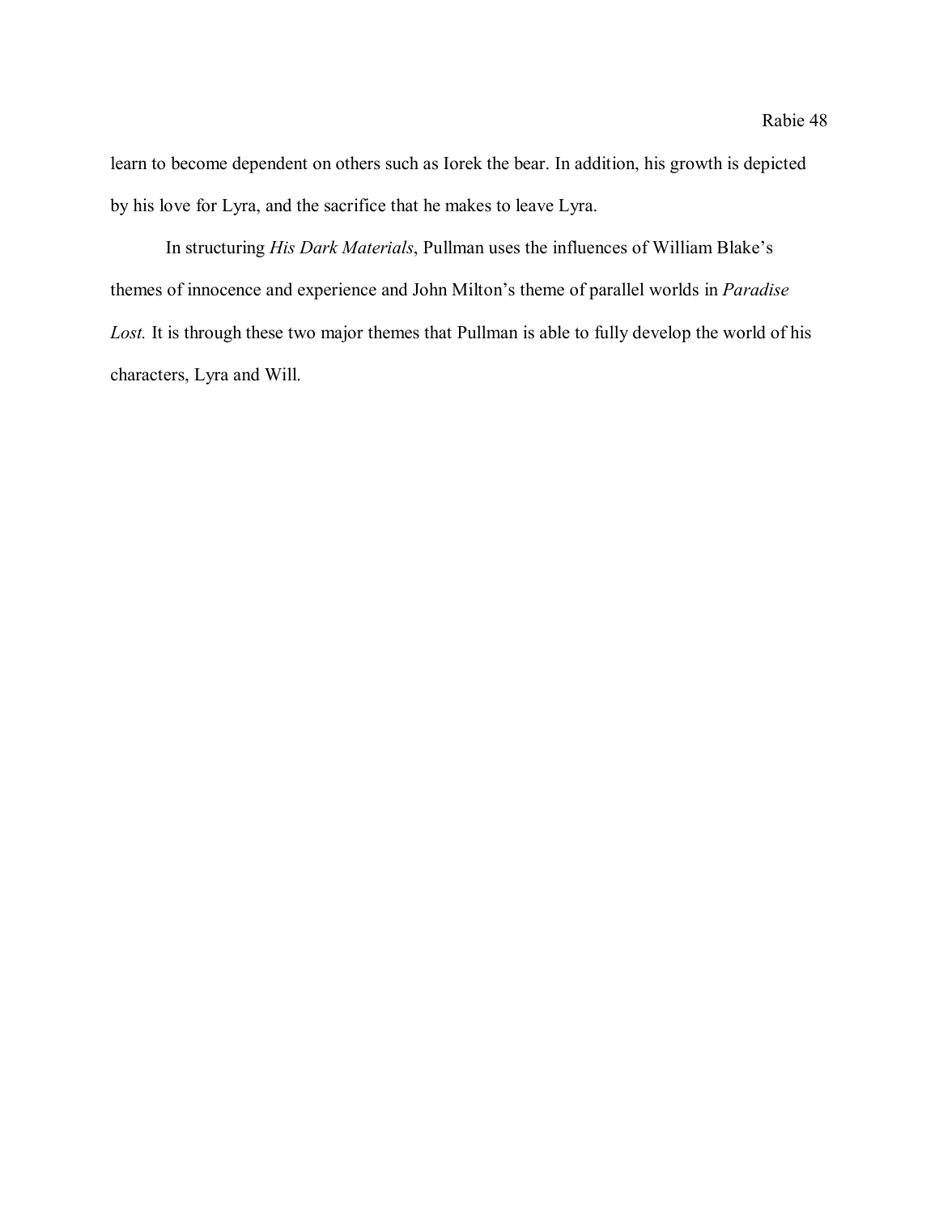learn to become dependent on others such as Iorek the bear. In addition, his growth is depicted by his love for Lyra, and the sacrifice that he makes to leave Lyra.

In structuring *His Dark Materials*, Pullman uses the influences of William Blake's themes of innocence and experience and John Milton's theme of parallel worlds in *Paradise Lost.* It is through these two major themes that Pullman is able to fully develop the world of his characters, Lyra and Will.